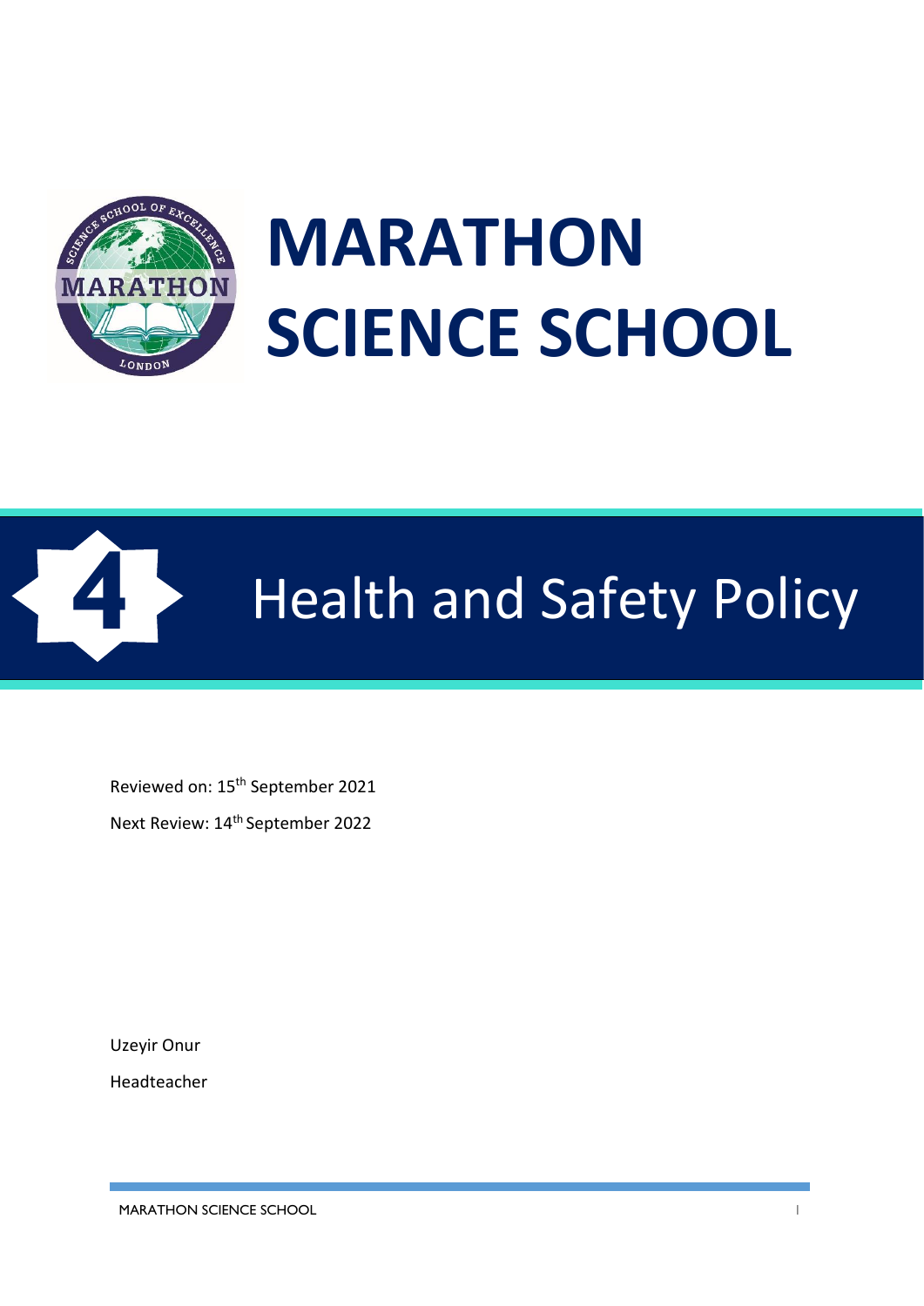# MARATHON SCIENCE SCHOOL

## 4 Health and Safety Policy

Reviewed on: 15th September 2021

Next Review: 14th September 2022

Uzeyir Onur

Headteacher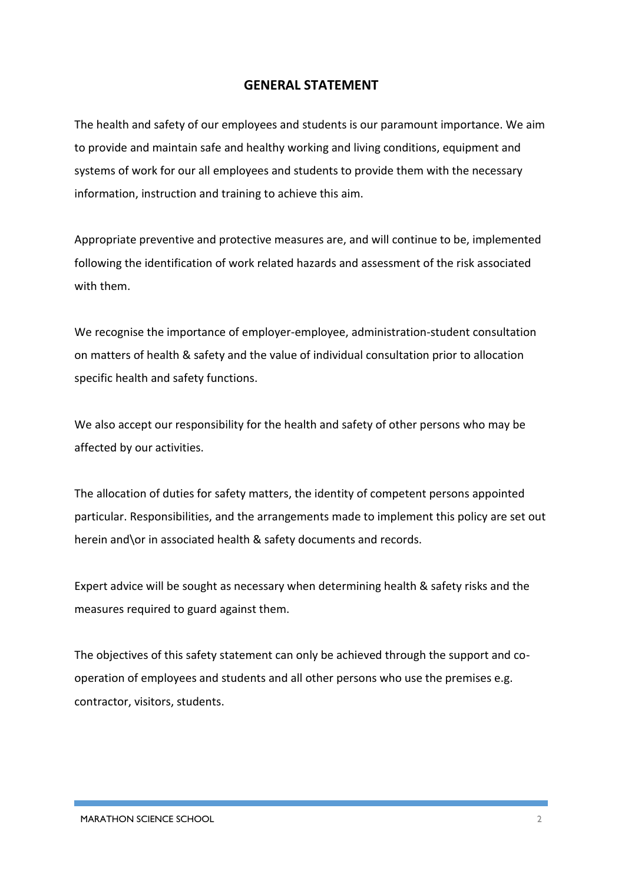## GENERAL STATEMENT

The health and safety of our employees and students is our paramount importance. We aim to provide and maintain safe and healthy working and living conditions, equipment and systems of work for our all employees and students to provide them with the necessary information, instruction and training to achieve this aim.

Appropriate preventive and protective measures are, and will continue to be, implemented following the identification of work related hazards and assessment of the risk associated with them.

We recognise the importance of employer-employee, administration-student consultation on matters of health & safety and the value of individual consultation prior to allocation specific health and safety functions.

We also accept our responsibility for the health and safety of other persons who may be affected by our activities.

The allocation of duties for safety matters, the identity of competent persons appointed particular. Responsibilities, and the arrangements made to implement this policy are set out herein and\or in associated health & safety documents and records.

Expert advice will be sought as necessary when determining health & safety risks and the measures required to guard against them.

The objectives of this safety statement can only be achieved through the support and co-operation of employees and students and all other persons who use the premises e.g. contractor, visitors, students.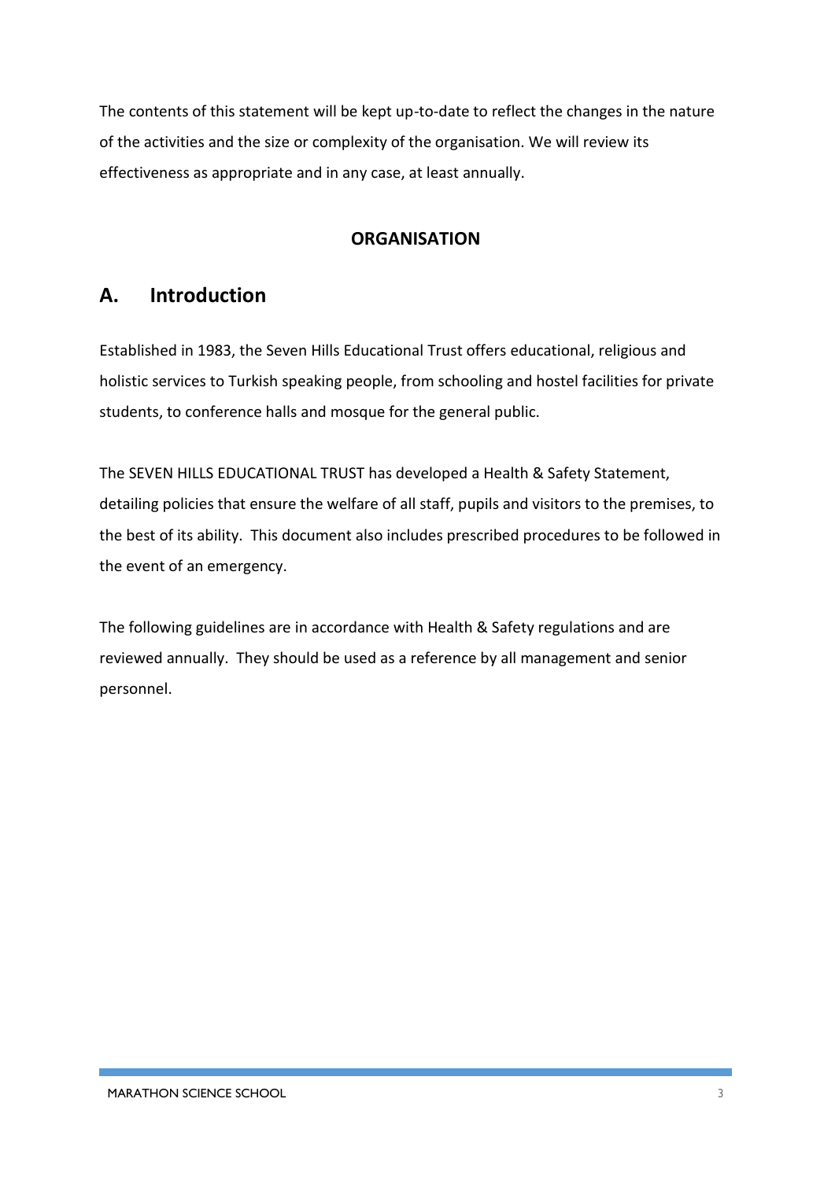The contents of this statement will be kept up-to-date to reflect the changes in the nature of the activities and the size or complexity of the organisation. We will review its effectiveness as appropriate and in any case, at least annually.

**ORGANISATION**

## A. Introduction

Established in 1983, the Seven Hills Educational Trust offers educational, religious and holistic services to Turkish speaking people, from schooling and hostel facilities for private students, to conference halls and mosque for the general public.

The SEVEN HILLS EDUCATIONAL TRUST has developed a Health & Safety Statement, detailing policies that ensure the welfare of all staff, pupils and visitors to the premises, to the best of its ability. This document also includes prescribed procedures to be followed in the event of an emergency.

The following guidelines are in accordance with Health & Safety regulations and are reviewed annually. They should be used as a reference by all management and senior personnel.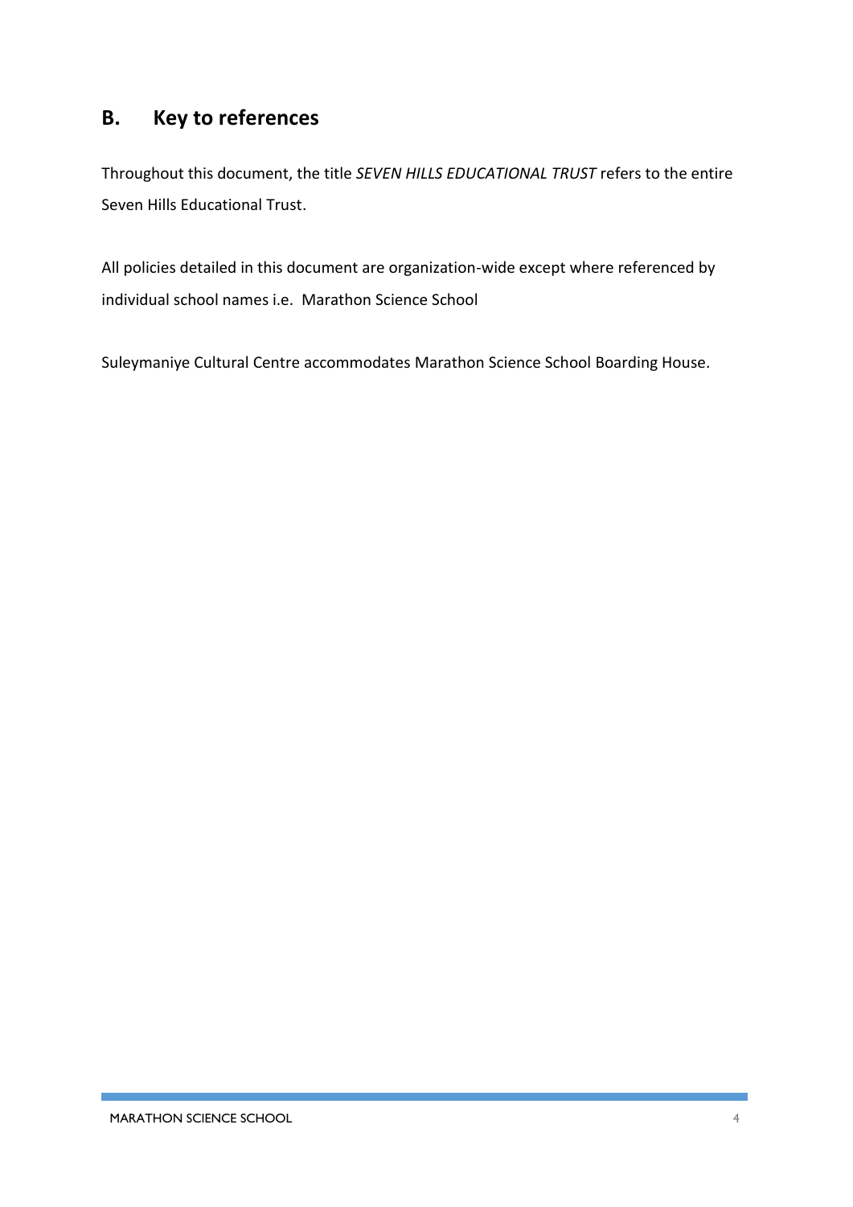## B. Key to references

Throughout this document, the title *SEVEN HILLS EDUCATIONAL TRUST* refers to the entire Seven Hills Educational Trust.

All policies detailed in this document are organization-wide except where referenced by individual school names i.e. Marathon Science School

Suleymaniye Cultural Centre accommodates Marathon Science School Boarding House.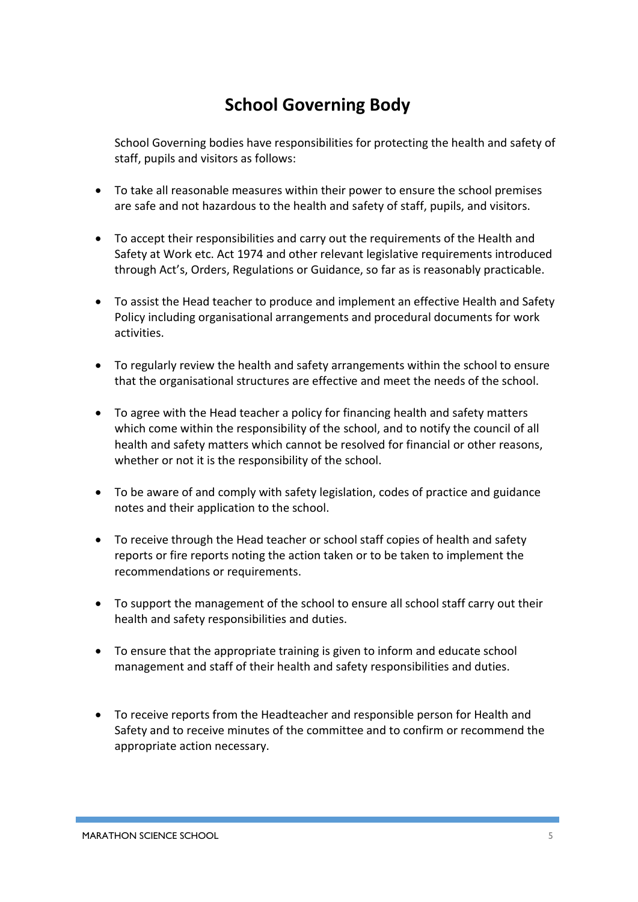# School Governing Body

School Governing bodies have responsibilities for protecting the health and safety of staff, pupils and visitors as follows:

- To take all reasonable measures within their power to ensure the school premises are safe and not hazardous to the health and safety of staff, pupils, and visitors.
- To accept their responsibilities and carry out the requirements of the Health and Safety at Work etc. Act 1974 and other relevant legislative requirements introduced through Act's, Orders, Regulations or Guidance, so far as is reasonably practicable.
- To assist the Head teacher to produce and implement an effective Health and Safety Policy including organisational arrangements and procedural documents for work activities.
- To regularly review the health and safety arrangements within the school to ensure that the organisational structures are effective and meet the needs of the school.
- To agree with the Head teacher a policy for financing health and safety matters which come within the responsibility of the school, and to notify the council of all health and safety matters which cannot be resolved for financial or other reasons, whether or not it is the responsibility of the school.
- To be aware of and comply with safety legislation, codes of practice and guidance notes and their application to the school.
- To receive through the Head teacher or school staff copies of health and safety reports or fire reports noting the action taken or to be taken to implement the recommendations or requirements.
- To support the management of the school to ensure all school staff carry out their health and safety responsibilities and duties.
- To ensure that the appropriate training is given to inform and educate school management and staff of their health and safety responsibilities and duties.
- To receive reports from the Headteacher and responsible person for Health and Safety and to receive minutes of the committee and to confirm or recommend the appropriate action necessary.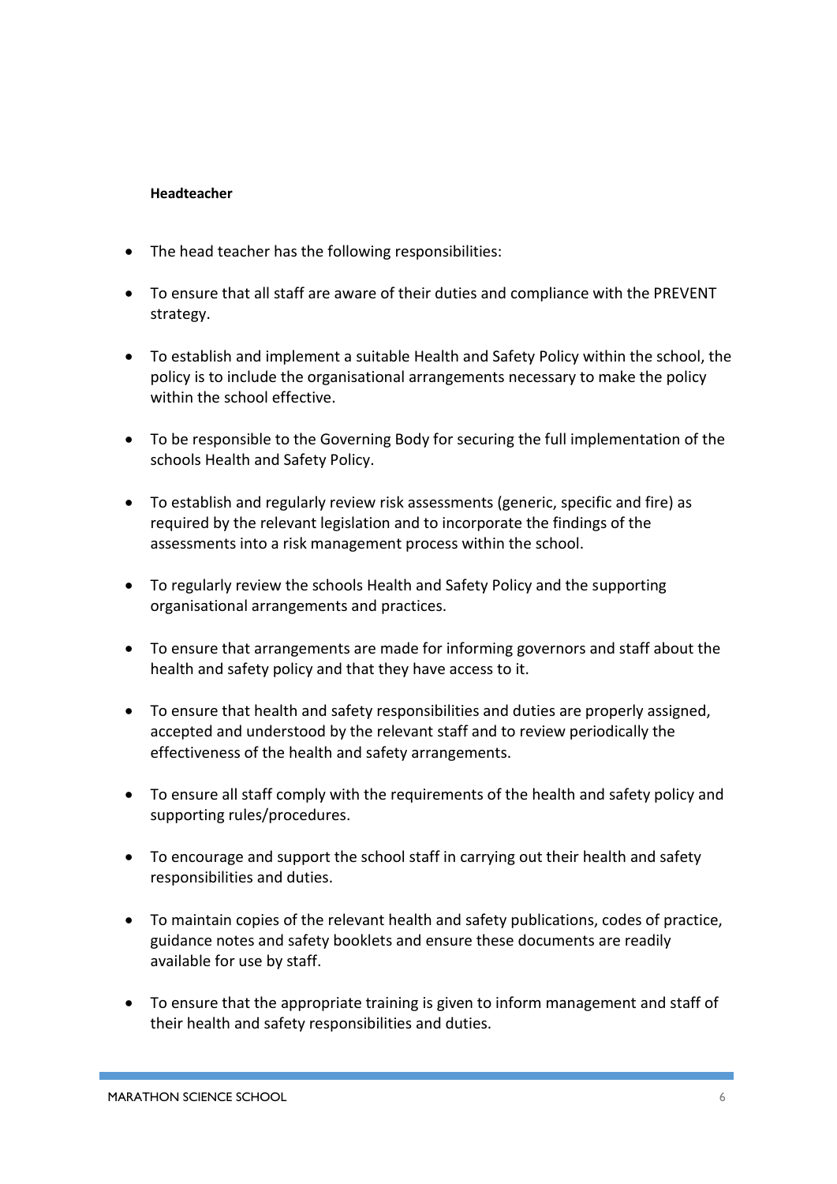**Headteacher**

- The head teacher has the following responsibilities:
- To ensure that all staff are aware of their duties and compliance with the PREVENT strategy.
- To establish and implement a suitable Health and Safety Policy within the school, the policy is to include the organisational arrangements necessary to make the policy within the school effective.
- To be responsible to the Governing Body for securing the full implementation of the schools Health and Safety Policy.
- To establish and regularly review risk assessments (generic, specific and fire) as required by the relevant legislation and to incorporate the findings of the assessments into a risk management process within the school.
- To regularly review the schools Health and Safety Policy and the supporting organisational arrangements and practices.
- To ensure that arrangements are made for informing governors and staff about the health and safety policy and that they have access to it.
- To ensure that health and safety responsibilities and duties are properly assigned, accepted and understood by the relevant staff and to review periodically the effectiveness of the health and safety arrangements.
- To ensure all staff comply with the requirements of the health and safety policy and supporting rules/procedures.
- To encourage and support the school staff in carrying out their health and safety responsibilities and duties.
- To maintain copies of the relevant health and safety publications, codes of practice, guidance notes and safety booklets and ensure these documents are readily available for use by staff.
- To ensure that the appropriate training is given to inform management and staff of their health and safety responsibilities and duties.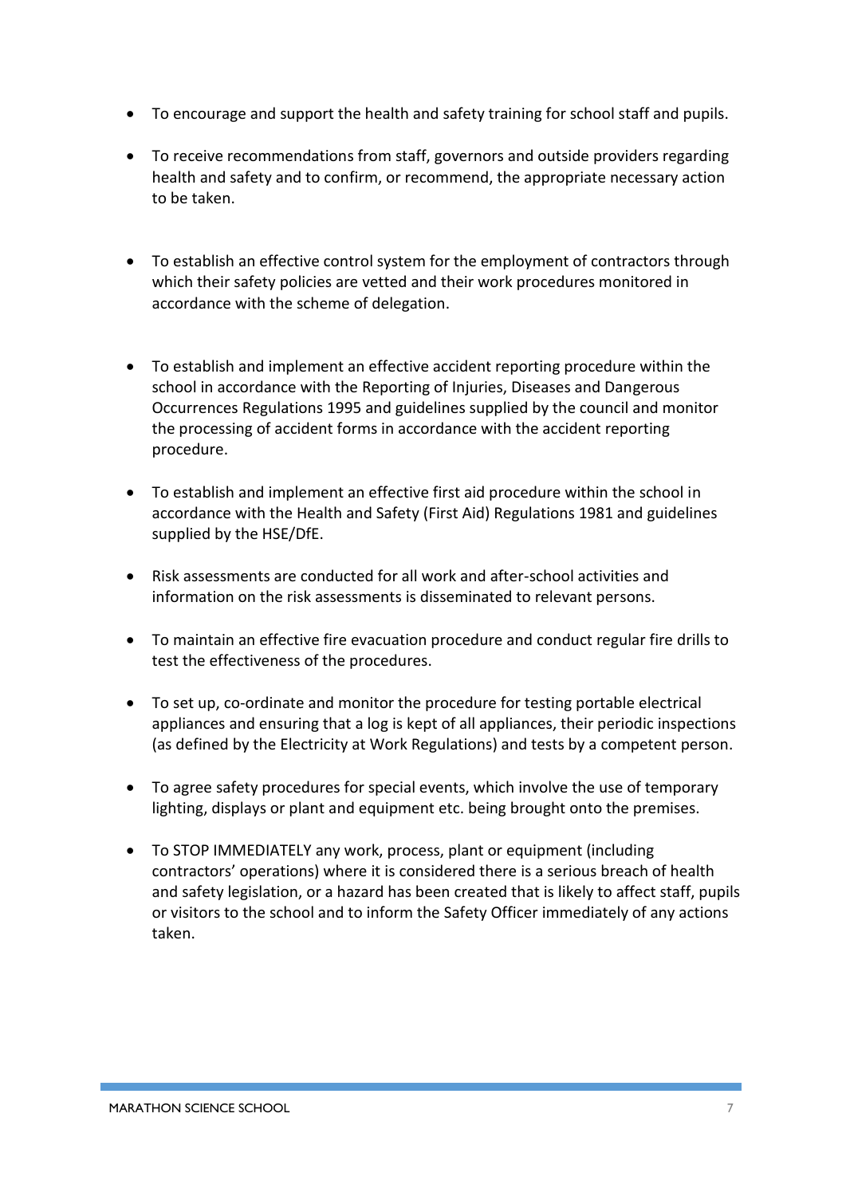- To encourage and support the health and safety training for school staff and pupils.
- To receive recommendations from staff, governors and outside providers regarding health and safety and to confirm, or recommend, the appropriate necessary action to be taken.
- To establish an effective control system for the employment of contractors through which their safety policies are vetted and their work procedures monitored in accordance with the scheme of delegation.
- To establish and implement an effective accident reporting procedure within the school in accordance with the Reporting of Injuries, Diseases and Dangerous Occurrences Regulations 1995 and guidelines supplied by the council and monitor the processing of accident forms in accordance with the accident reporting procedure.
- To establish and implement an effective first aid procedure within the school in accordance with the Health and Safety (First Aid) Regulations 1981 and guidelines supplied by the HSE/DfE.
- Risk assessments are conducted for all work and after-school activities and information on the risk assessments is disseminated to relevant persons.
- To maintain an effective fire evacuation procedure and conduct regular fire drills to test the effectiveness of the procedures.
- To set up, co-ordinate and monitor the procedure for testing portable electrical appliances and ensuring that a log is kept of all appliances, their periodic inspections (as defined by the Electricity at Work Regulations) and tests by a competent person.
- To agree safety procedures for special events, which involve the use of temporary lighting, displays or plant and equipment etc. being brought onto the premises.
- To STOP IMMEDIATELY any work, process, plant or equipment (including contractors' operations) where it is considered there is a serious breach of health and safety legislation, or a hazard has been created that is likely to affect staff, pupils or visitors to the school and to inform the Safety Officer immediately of any actions taken.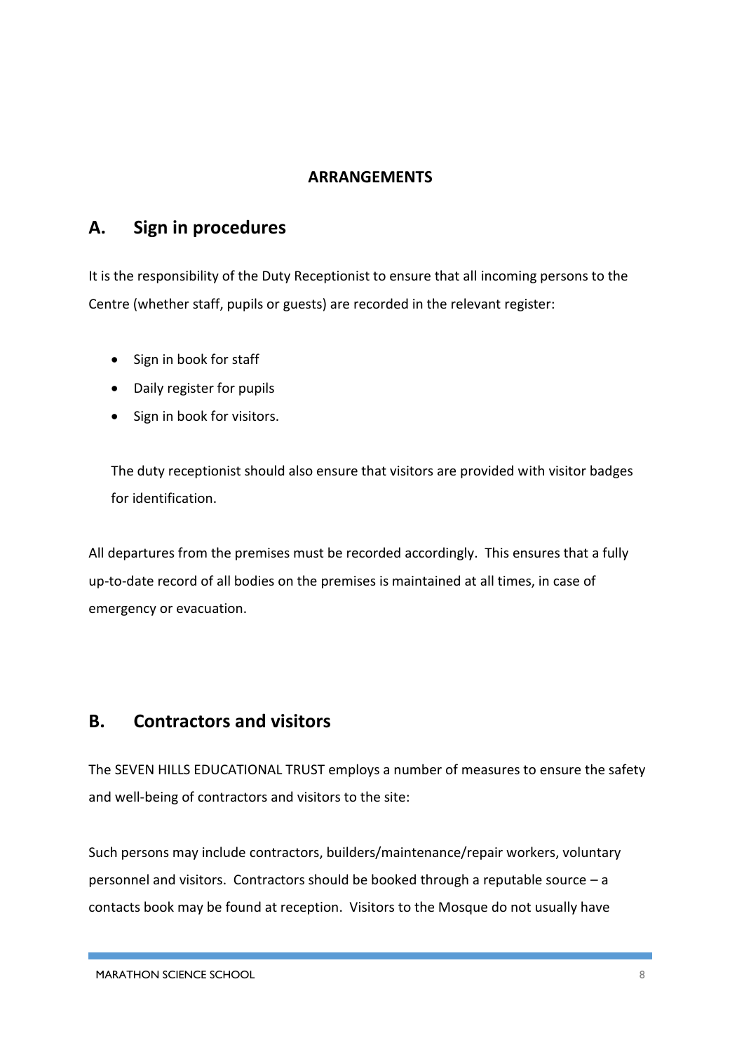**ARRANGEMENTS**

## A. Sign in procedures

It is the responsibility of the Duty Receptionist to ensure that all incoming persons to the Centre (whether staff, pupils or guests) are recorded in the relevant register:

- Sign in book for staff
- Daily register for pupils
- Sign in book for visitors.

The duty receptionist should also ensure that visitors are provided with visitor badges for identification.

All departures from the premises must be recorded accordingly. This ensures that a fully up-to-date record of all bodies on the premises is maintained at all times, in case of emergency or evacuation.

## B. Contractors and visitors

The SEVEN HILLS EDUCATIONAL TRUST employs a number of measures to ensure the safety and well-being of contractors and visitors to the site:

Such persons may include contractors, builders/maintenance/repair workers, voluntary personnel and visitors. Contractors should be booked through a reputable source – a contacts book may be found at reception. Visitors to the Mosque do not usually have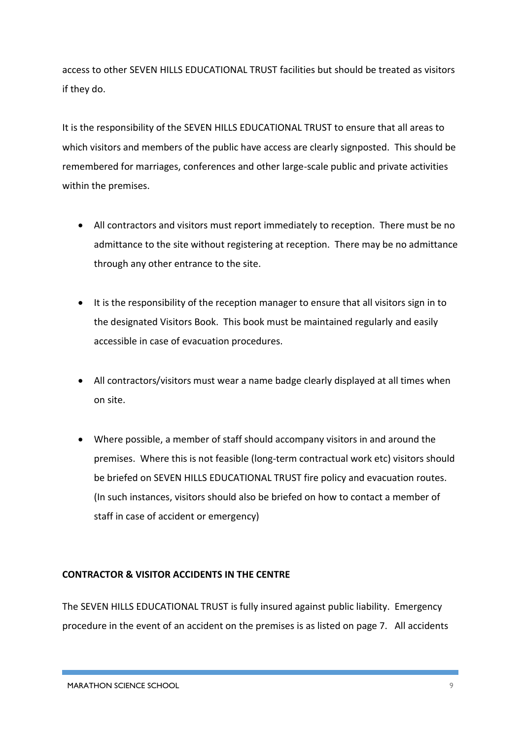access to other SEVEN HILLS EDUCATIONAL TRUST facilities but should be treated as visitors if they do.

It is the responsibility of the SEVEN HILLS EDUCATIONAL TRUST to ensure that all areas to which visitors and members of the public have access are clearly signposted. This should be remembered for marriages, conferences and other large-scale public and private activities within the premises.

- All contractors and visitors must report immediately to reception. There must be no admittance to the site without registering at reception. There may be no admittance through any other entrance to the site.
- It is the responsibility of the reception manager to ensure that all visitors sign in to the designated Visitors Book. This book must be maintained regularly and easily accessible in case of evacuation procedures.
- All contractors/visitors must wear a name badge clearly displayed at all times when on site.
- Where possible, a member of staff should accompany visitors in and around the premises. Where this is not feasible (long-term contractual work etc) visitors should be briefed on SEVEN HILLS EDUCATIONAL TRUST fire policy and evacuation routes. (In such instances, visitors should also be briefed on how to contact a member of staff in case of accident or emergency)

**CONTRACTOR & VISITOR ACCIDENTS IN THE CENTRE**

The SEVEN HILLS EDUCATIONAL TRUST is fully insured against public liability. Emergency procedure in the event of an accident on the premises is as listed on page 7. All accidents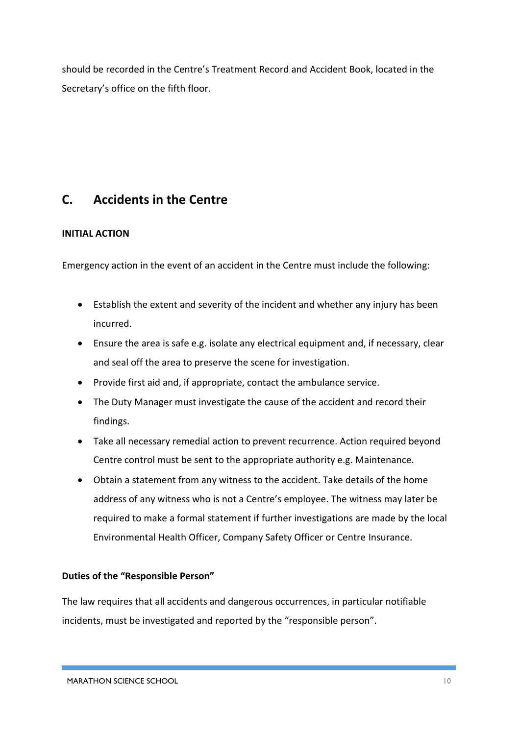should be recorded in the Centre's Treatment Record and Accident Book, located in the Secretary's office on the fifth floor.

## C. Accidents in the Centre

**INITIAL ACTION**

Emergency action in the event of an accident in the Centre must include the following:

- Establish the extent and severity of the incident and whether any injury has been incurred.
- Ensure the area is safe e.g. isolate any electrical equipment and, if necessary, clear and seal off the area to preserve the scene for investigation.
- Provide first aid and, if appropriate, contact the ambulance service.
- The Duty Manager must investigate the cause of the accident and record their findings.
- Take all necessary remedial action to prevent recurrence. Action required beyond Centre control must be sent to the appropriate authority e.g. Maintenance.
- Obtain a statement from any witness to the accident. Take details of the home address of any witness who is not a Centre's employee. The witness may later be required to make a formal statement if further investigations are made by the local Environmental Health Officer, Company Safety Officer or Centre Insurance.

**Duties of the "Responsible Person"**

The law requires that all accidents and dangerous occurrences, in particular notifiable incidents, must be investigated and reported by the "responsible person".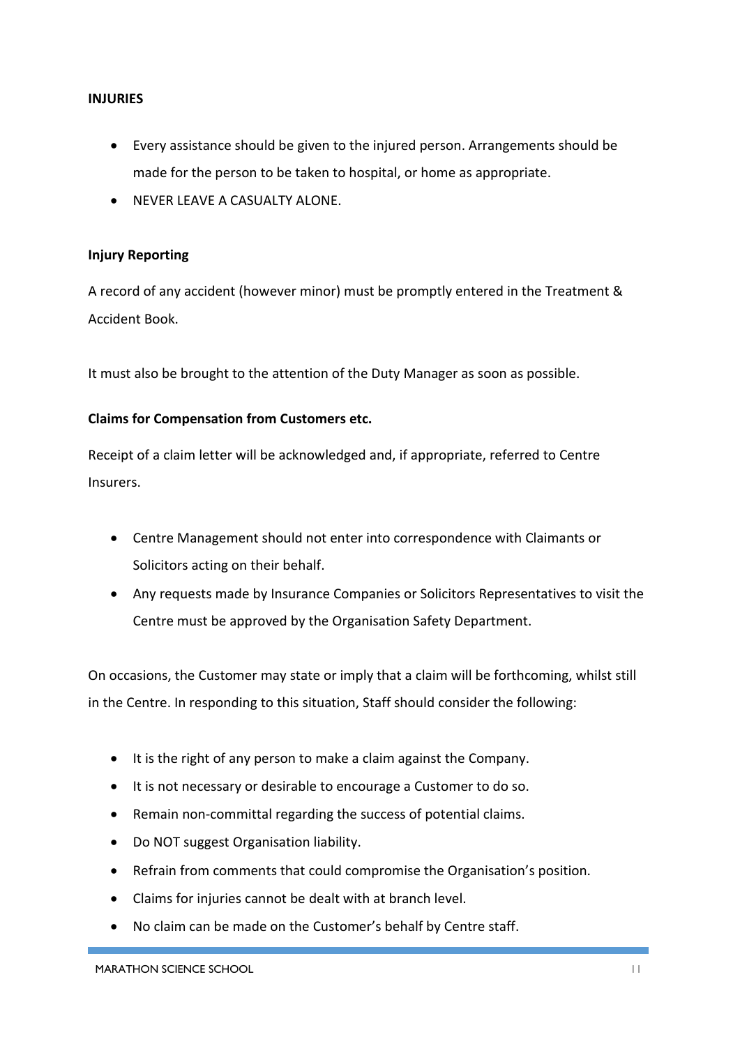## INJURIES

- Every assistance should be given to the injured person. Arrangements should be made for the person to be taken to hospital, or home as appropriate.
- NEVER LEAVE A CASUALTY ALONE.

### Injury Reporting

A record of any accident (however minor) must be promptly entered in the Treatment & Accident Book.

It must also be brought to the attention of the Duty Manager as soon as possible.

### Claims for Compensation from Customers etc.

Receipt of a claim letter will be acknowledged and, if appropriate, referred to Centre Insurers.

- Centre Management should not enter into correspondence with Claimants or Solicitors acting on their behalf.
- Any requests made by Insurance Companies or Solicitors Representatives to visit the Centre must be approved by the Organisation Safety Department.

On occasions, the Customer may state or imply that a claim will be forthcoming, whilst still in the Centre. In responding to this situation, Staff should consider the following:

- It is the right of any person to make a claim against the Company.
- It is not necessary or desirable to encourage a Customer to do so.
- Remain non-committal regarding the success of potential claims.
- Do NOT suggest Organisation liability.
- Refrain from comments that could compromise the Organisation's position.
- Claims for injuries cannot be dealt with at branch level.
- No claim can be made on the Customer's behalf by Centre staff.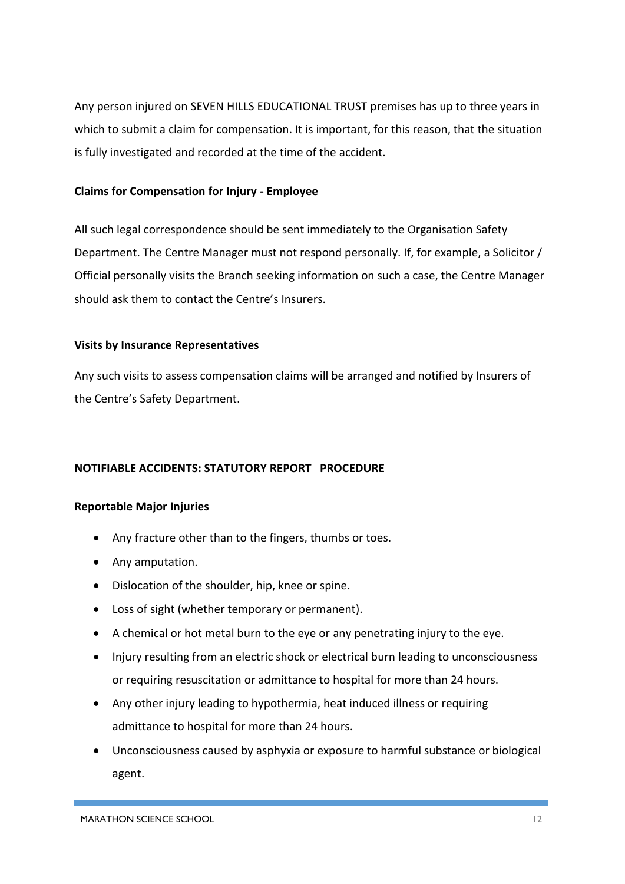Any person injured on SEVEN HILLS EDUCATIONAL TRUST premises has up to three years in which to submit a claim for compensation. It is important, for this reason, that the situation is fully investigated and recorded at the time of the accident.

**Claims for Compensation for Injury - Employee**

All such legal correspondence should be sent immediately to the Organisation Safety Department. The Centre Manager must not respond personally. If, for example, a Solicitor / Official personally visits the Branch seeking information on such a case, the Centre Manager should ask them to contact the Centre's Insurers.

**Visits by Insurance Representatives**

Any such visits to assess compensation claims will be arranged and notified by Insurers of the Centre's Safety Department.

**NOTIFIABLE ACCIDENTS: STATUTORY REPORT PROCEDURE**

**Reportable Major Injuries**

- Any fracture other than to the fingers, thumbs or toes.
- Any amputation.
- Dislocation of the shoulder, hip, knee or spine.
- Loss of sight (whether temporary or permanent).
- A chemical or hot metal burn to the eye or any penetrating injury to the eye.
- Injury resulting from an electric shock or electrical burn leading to unconsciousness or requiring resuscitation or admittance to hospital for more than 24 hours.
- Any other injury leading to hypothermia, heat induced illness or requiring admittance to hospital for more than 24 hours.
- Unconsciousness caused by asphyxia or exposure to harmful substance or biological agent.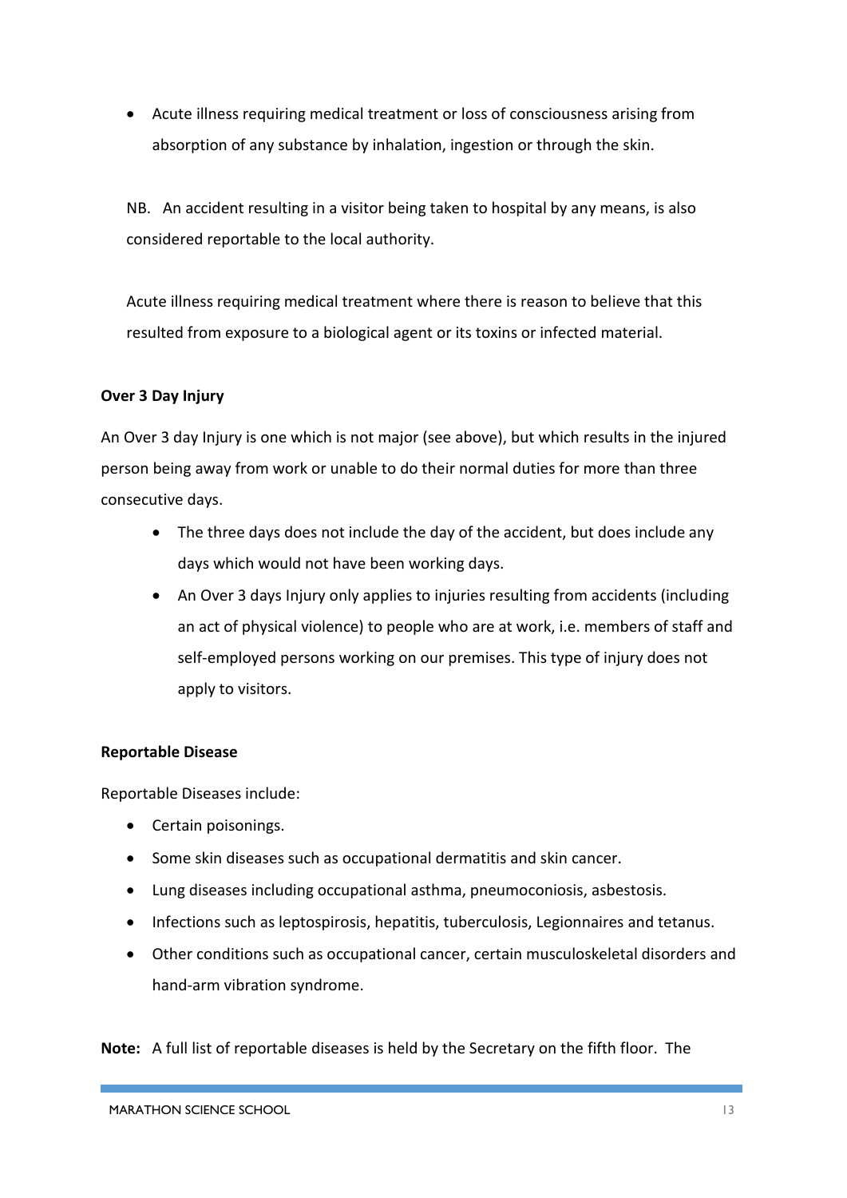- Acute illness requiring medical treatment or loss of consciousness arising from absorption of any substance by inhalation, ingestion or through the skin.

NB. An accident resulting in a visitor being taken to hospital by any means, is also considered reportable to the local authority.

Acute illness requiring medical treatment where there is reason to believe that this resulted from exposure to a biological agent or its toxins or infected material.

**Over 3 Day Injury**

An Over 3 day Injury is one which is not major (see above), but which results in the injured person being away from work or unable to do their normal duties for more than three consecutive days.

- The three days does not include the day of the accident, but does include any days which would not have been working days.
- An Over 3 days Injury only applies to injuries resulting from accidents (including an act of physical violence) to people who are at work, i.e. members of staff and self-employed persons working on our premises. This type of injury does not apply to visitors.

**Reportable Disease**

Reportable Diseases include:

- Certain poisonings.
- Some skin diseases such as occupational dermatitis and skin cancer.
- Lung diseases including occupational asthma, pneumoconiosis, asbestosis.
- Infections such as leptospirosis, hepatitis, tuberculosis, Legionnaires and tetanus.
- Other conditions such as occupational cancer, certain musculoskeletal disorders and hand-arm vibration syndrome.

**Note:** A full list of reportable diseases is held by the Secretary on the fifth floor. The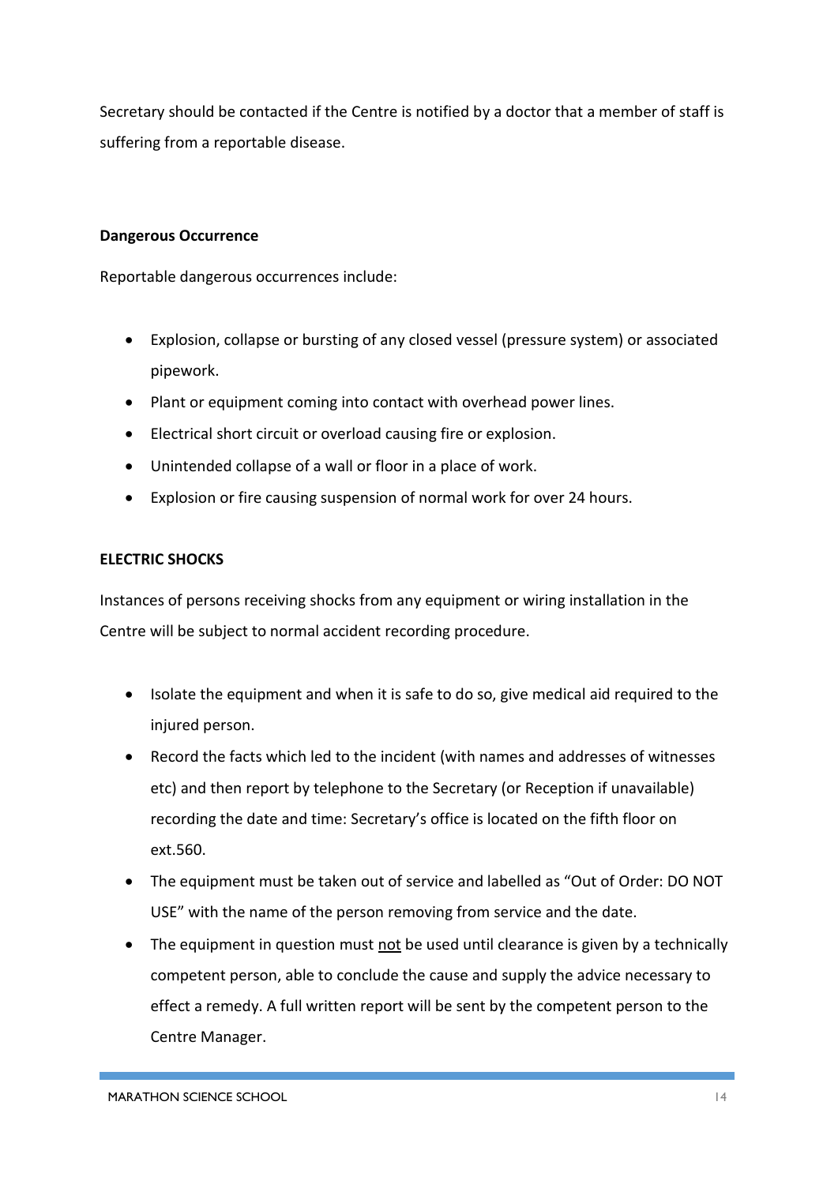Secretary should be contacted if the Centre is notified by a doctor that a member of staff is suffering from a reportable disease.

**Dangerous Occurrence**

Reportable dangerous occurrences include:

- Explosion, collapse or bursting of any closed vessel (pressure system) or associated pipework.
- Plant or equipment coming into contact with overhead power lines.
- Electrical short circuit or overload causing fire or explosion.
- Unintended collapse of a wall or floor in a place of work.
- Explosion or fire causing suspension of normal work for over 24 hours.

**ELECTRIC SHOCKS**

Instances of persons receiving shocks from any equipment or wiring installation in the Centre will be subject to normal accident recording procedure.

- Isolate the equipment and when it is safe to do so, give medical aid required to the injured person.
- Record the facts which led to the incident (with names and addresses of witnesses etc) and then report by telephone to the Secretary (or Reception if unavailable) recording the date and time: Secretary's office is located on the fifth floor on ext.560.
- The equipment must be taken out of service and labelled as "Out of Order: DO NOT USE" with the name of the person removing from service and the date.
- The equipment in question must <u>not</u> be used until clearance is given by a technically competent person, able to conclude the cause and supply the advice necessary to effect a remedy. A full written report will be sent by the competent person to the Centre Manager.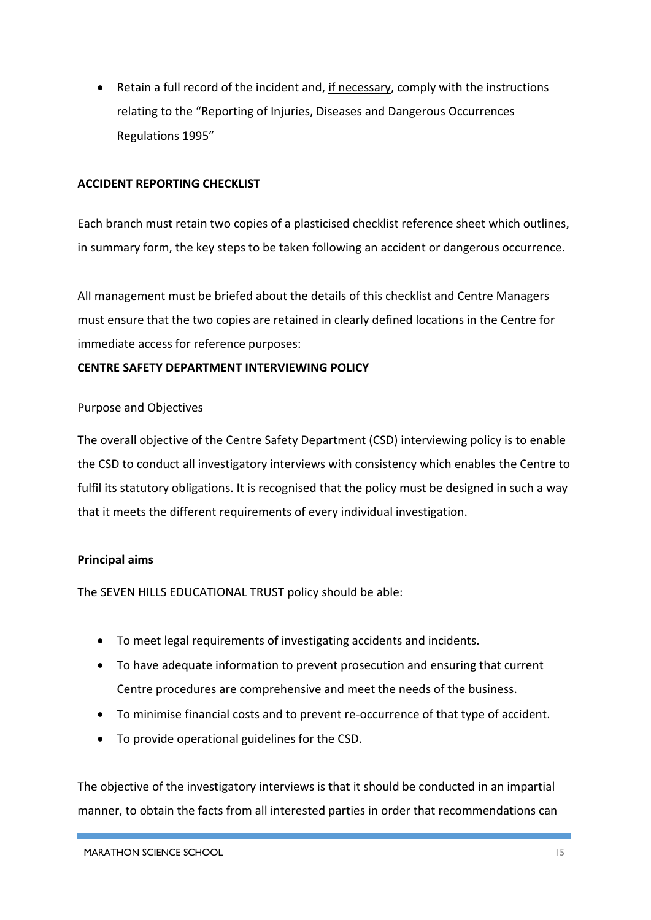- Retain a full record of the incident and, <u>if necessary</u>, comply with the instructions relating to the "Reporting of Injuries, Diseases and Dangerous Occurrences Regulations 1995"

**ACCIDENT REPORTING CHECKLIST**

Each branch must retain two copies of a plasticised checklist reference sheet which outlines, in summary form, the key steps to be taken following an accident or dangerous occurrence.

All management must be briefed about the details of this checklist and Centre Managers must ensure that the two copies are retained in clearly defined locations in the Centre for immediate access for reference purposes:

**CENTRE SAFETY DEPARTMENT INTERVIEWING POLICY**

Purpose and Objectives

The overall objective of the Centre Safety Department (CSD) interviewing policy is to enable the CSD to conduct all investigatory interviews with consistency which enables the Centre to fulfil its statutory obligations. It is recognised that the policy must be designed in such a way that it meets the different requirements of every individual investigation.

**Principal aims**

The SEVEN HILLS EDUCATIONAL TRUST policy should be able:

- To meet legal requirements of investigating accidents and incidents.
- To have adequate information to prevent prosecution and ensuring that current Centre procedures are comprehensive and meet the needs of the business.
- To minimise financial costs and to prevent re-occurrence of that type of accident.
- To provide operational guidelines for the CSD.

The objective of the investigatory interviews is that it should be conducted in an impartial manner, to obtain the facts from all interested parties in order that recommendations can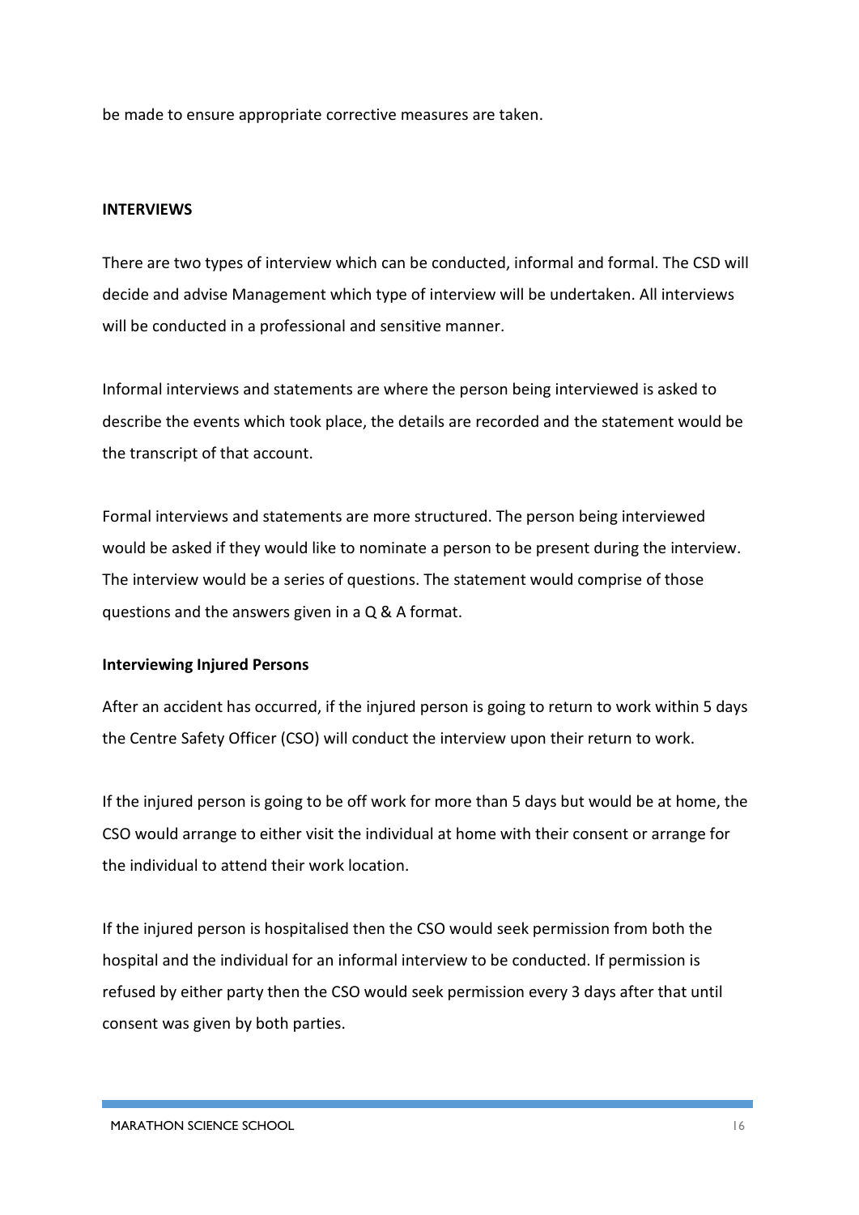be made to ensure appropriate corrective measures are taken.

## INTERVIEWS

There are two types of interview which can be conducted, informal and formal. The CSD will decide and advise Management which type of interview will be undertaken. All interviews will be conducted in a professional and sensitive manner.

Informal interviews and statements are where the person being interviewed is asked to describe the events which took place, the details are recorded and the statement would be the transcript of that account.

Formal interviews and statements are more structured. The person being interviewed would be asked if they would like to nominate a person to be present during the interview. The interview would be a series of questions. The statement would comprise of those questions and the answers given in a Q & A format.

### Interviewing Injured Persons

After an accident has occurred, if the injured person is going to return to work within 5 days the Centre Safety Officer (CSO) will conduct the interview upon their return to work.

If the injured person is going to be off work for more than 5 days but would be at home, the CSO would arrange to either visit the individual at home with their consent or arrange for the individual to attend their work location.

If the injured person is hospitalised then the CSO would seek permission from both the hospital and the individual for an informal interview to be conducted. If permission is refused by either party then the CSO would seek permission every 3 days after that until consent was given by both parties.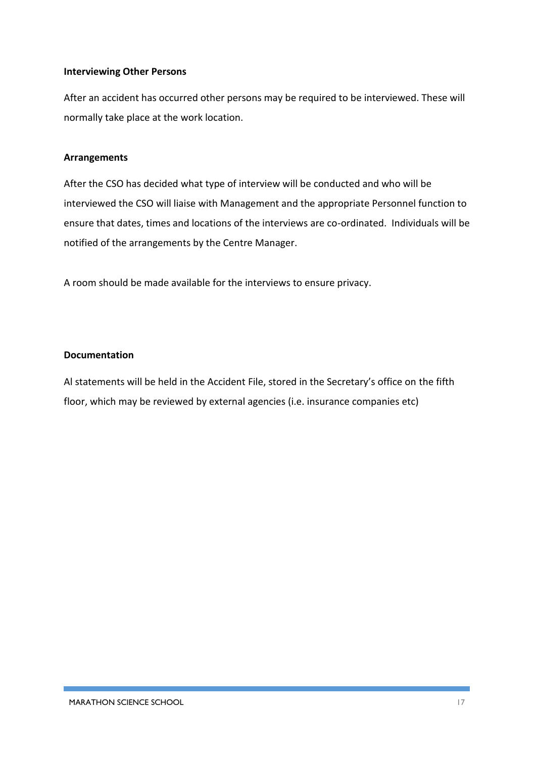**Interviewing Other Persons**

After an accident has occurred other persons may be required to be interviewed. These will normally take place at the work location.

**Arrangements**

After the CSO has decided what type of interview will be conducted and who will be interviewed the CSO will liaise with Management and the appropriate Personnel function to ensure that dates, times and locations of the interviews are co-ordinated. Individuals will be notified of the arrangements by the Centre Manager.

A room should be made available for the interviews to ensure privacy.

**Documentation**

Al statements will be held in the Accident File, stored in the Secretary's office on the fifth floor, which may be reviewed by external agencies (i.e. insurance companies etc)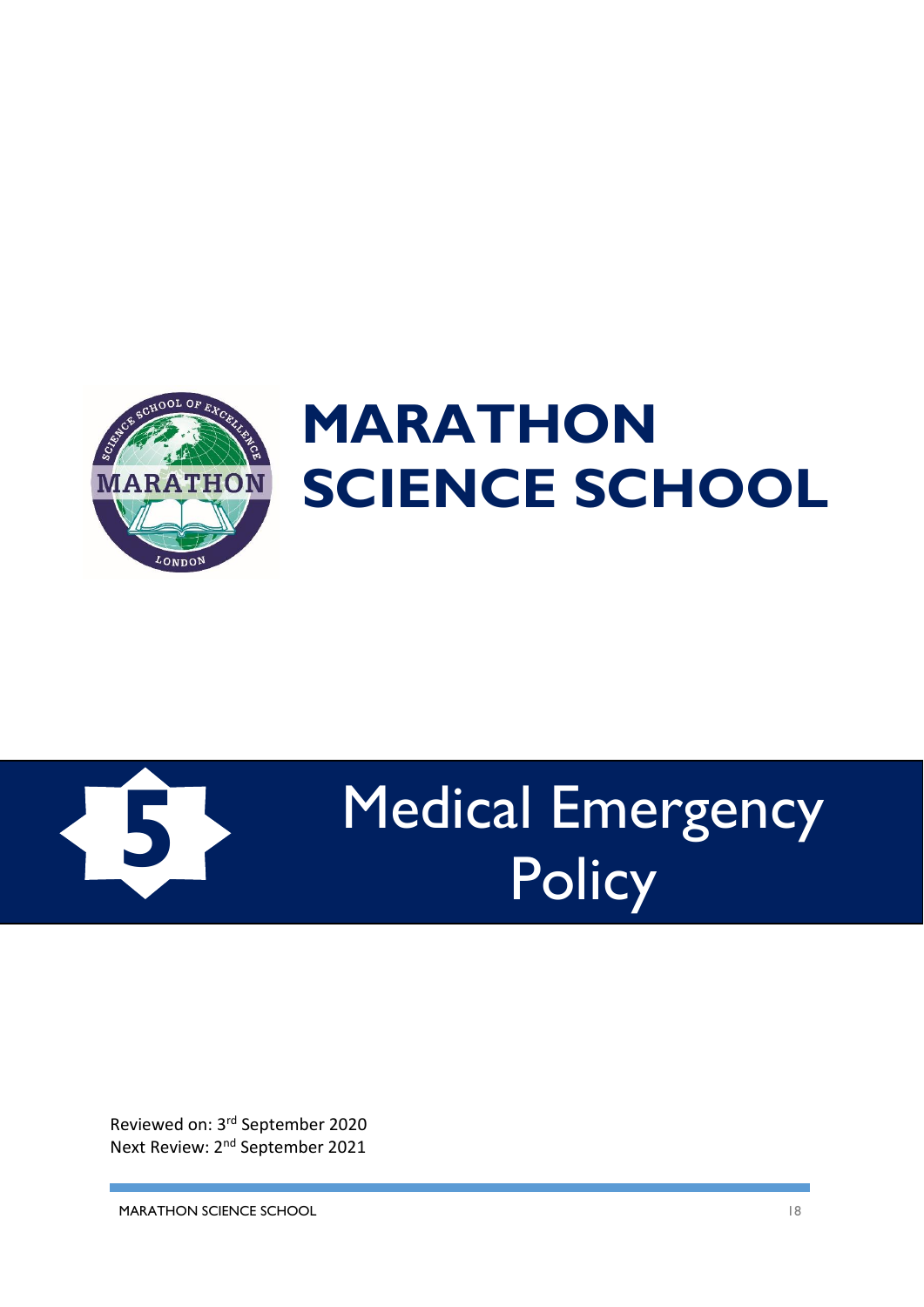# MARATHON SCIENCE SCHOOL

# 5 Medical Emergency Policy

Reviewed on: 3rd September 2020
Next Review: 2nd September 2021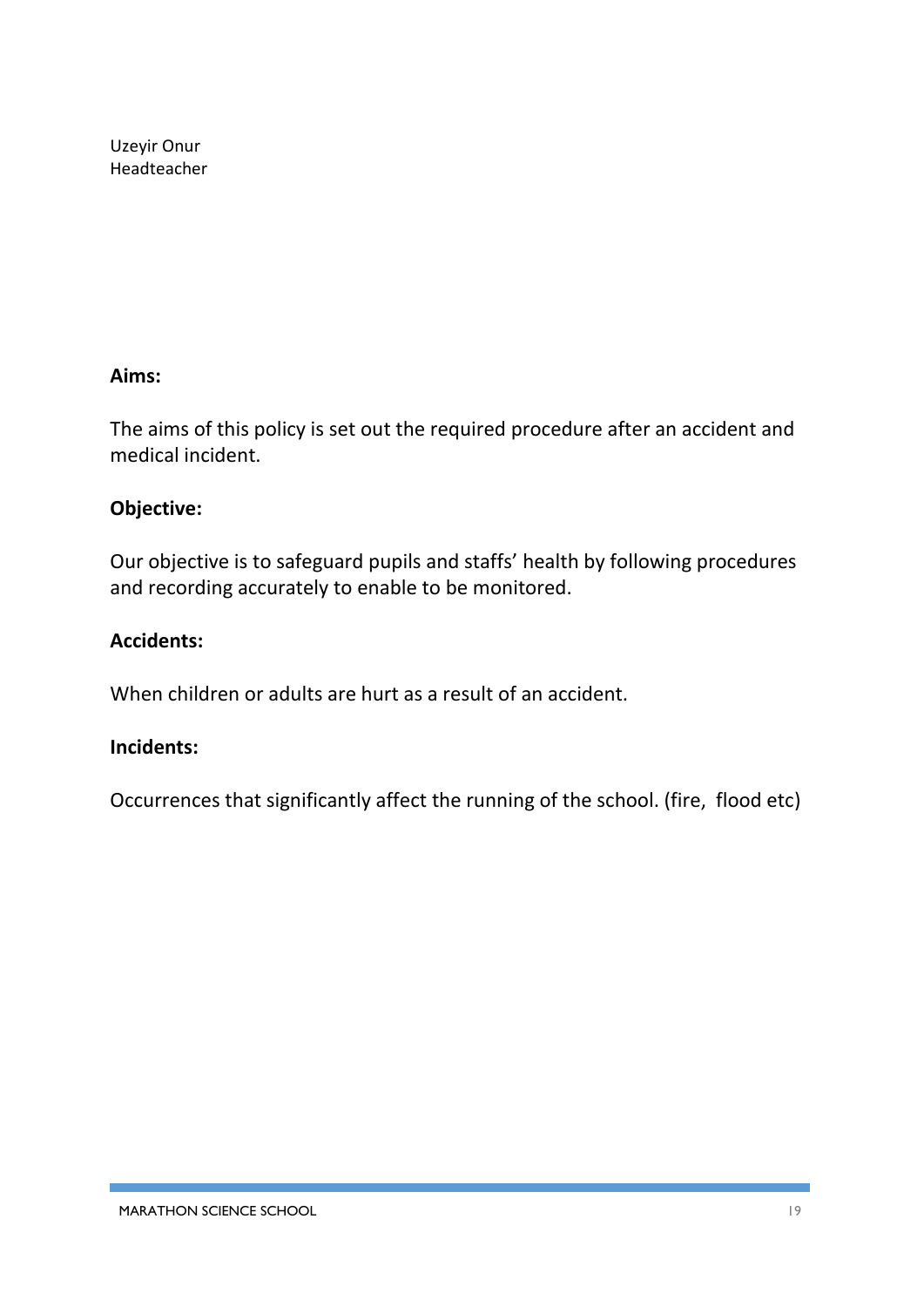Uzeyir Onur
Headteacher

**Aims:**

The aims of this policy is set out the required procedure after an accident and medical incident.

**Objective:**

Our objective is to safeguard pupils and staffs' health by following procedures and recording accurately to enable to be monitored.

**Accidents:**

When children or adults are hurt as a result of an accident.

**Incidents:**

Occurrences that significantly affect the running of the school. (fire, flood etc)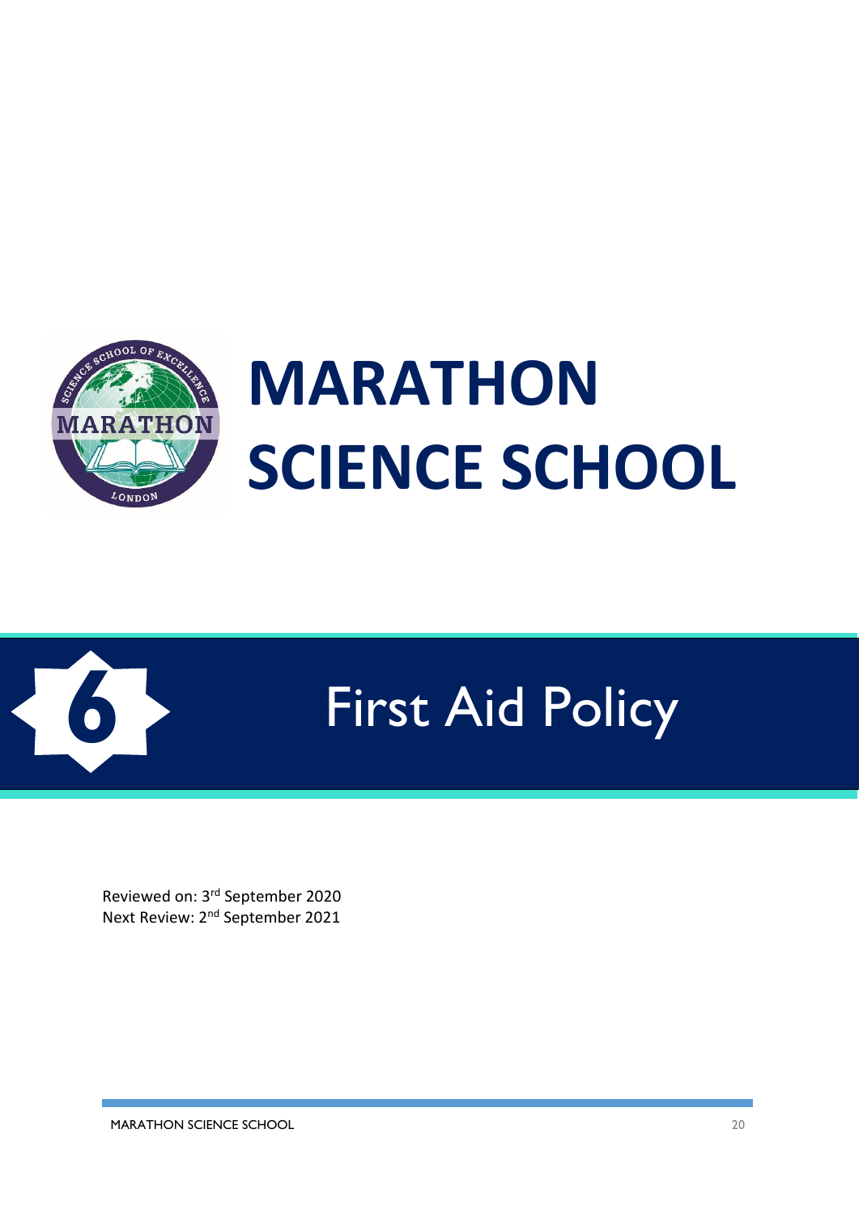# MARATHON SCIENCE SCHOOL

## 6 First Aid Policy

Reviewed on: 3rd September 2020
Next Review: 2nd September 2021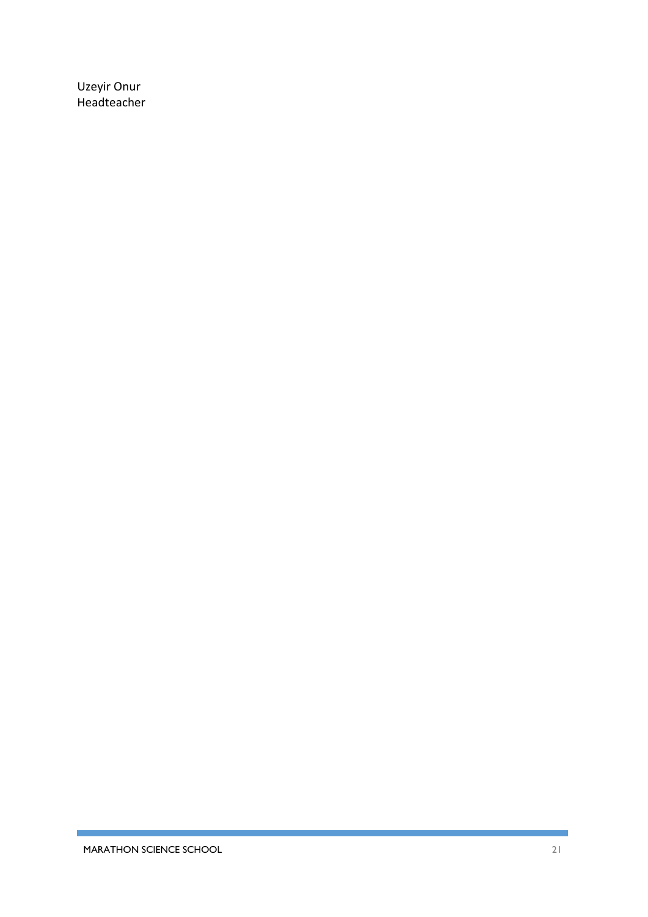Uzeyir Onur
Headteacher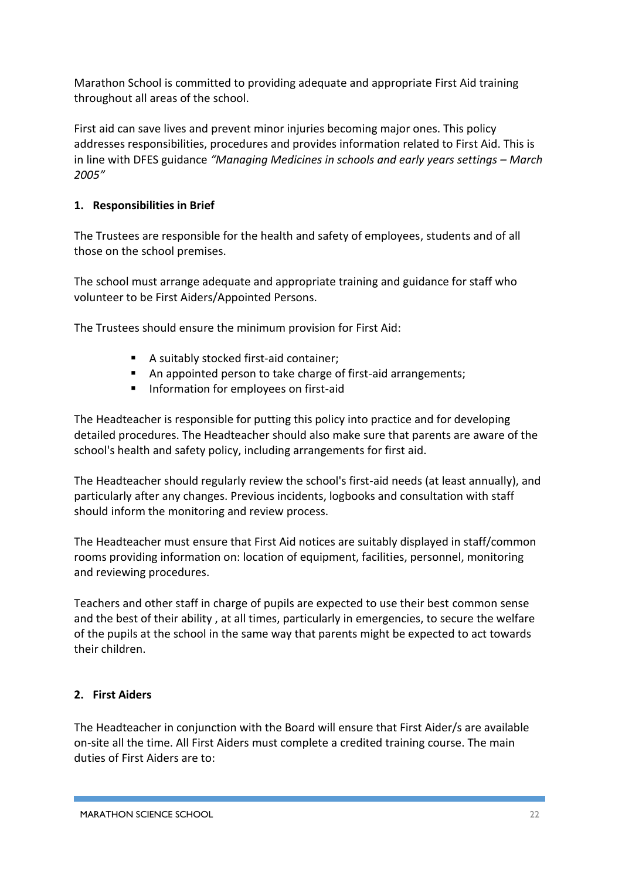Marathon School is committed to providing adequate and appropriate First Aid training throughout all areas of the school.

First aid can save lives and prevent minor injuries becoming major ones. This policy addresses responsibilities, procedures and provides information related to First Aid. This is in line with DFES guidance *"Managing Medicines in schools and early years settings – March 2005"*

## 1. Responsibilities in Brief

The Trustees are responsible for the health and safety of employees, students and of all those on the school premises.

The school must arrange adequate and appropriate training and guidance for staff who volunteer to be First Aiders/Appointed Persons.

The Trustees should ensure the minimum provision for First Aid:

- A suitably stocked first-aid container;
- An appointed person to take charge of first-aid arrangements;
- Information for employees on first-aid

The Headteacher is responsible for putting this policy into practice and for developing detailed procedures. The Headteacher should also make sure that parents are aware of the school's health and safety policy, including arrangements for first aid.

The Headteacher should regularly review the school's first-aid needs (at least annually), and particularly after any changes. Previous incidents, logbooks and consultation with staff should inform the monitoring and review process.

The Headteacher must ensure that First Aid notices are suitably displayed in staff/common rooms providing information on: location of equipment, facilities, personnel, monitoring and reviewing procedures.

Teachers and other staff in charge of pupils are expected to use their best common sense and the best of their ability , at all times, particularly in emergencies, to secure the welfare of the pupils at the school in the same way that parents might be expected to act towards their children.

## 2. First Aiders

The Headteacher in conjunction with the Board will ensure that First Aider/s are available on-site all the time. All First Aiders must complete a credited training course. The main duties of First Aiders are to: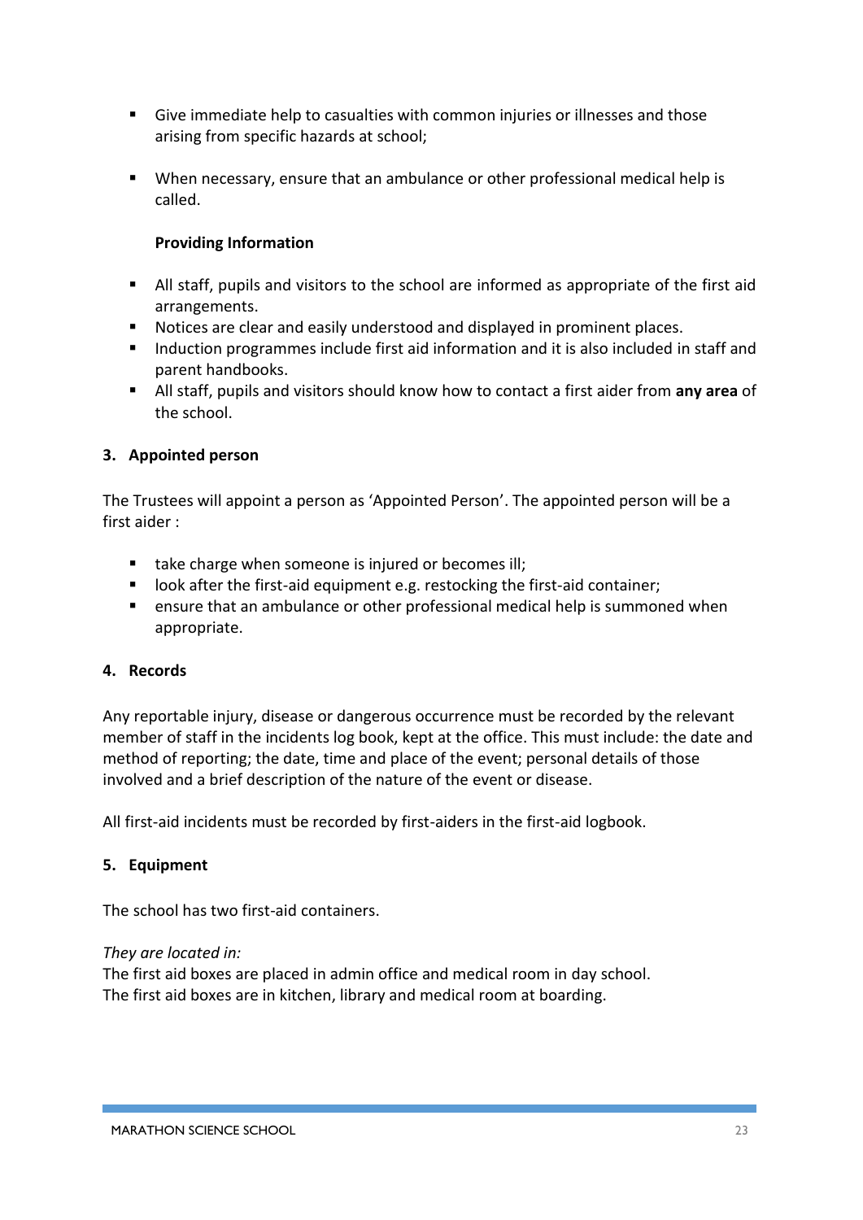- Give immediate help to casualties with common injuries or illnesses and those arising from specific hazards at school;
- When necessary, ensure that an ambulance or other professional medical help is called.

**Providing Information**

- All staff, pupils and visitors to the school are informed as appropriate of the first aid arrangements.
- Notices are clear and easily understood and displayed in prominent places.
- Induction programmes include first aid information and it is also included in staff and parent handbooks.
- All staff, pupils and visitors should know how to contact a first aider from **any area** of the school.

### 3. Appointed person

The Trustees will appoint a person as 'Appointed Person'. The appointed person will be a first aider :

- take charge when someone is injured or becomes ill;
- look after the first-aid equipment e.g. restocking the first-aid container;
- ensure that an ambulance or other professional medical help is summoned when appropriate.

### 4. Records

Any reportable injury, disease or dangerous occurrence must be recorded by the relevant member of staff in the incidents log book, kept at the office. This must include: the date and method of reporting; the date, time and place of the event; personal details of those involved and a brief description of the nature of the event or disease.

All first-aid incidents must be recorded by first-aiders in the first-aid logbook.

### 5. Equipment

The school has two first-aid containers.

*They are located in:*
The first aid boxes are placed in admin office and medical room in day school.
The first aid boxes are in kitchen, library and medical room at boarding.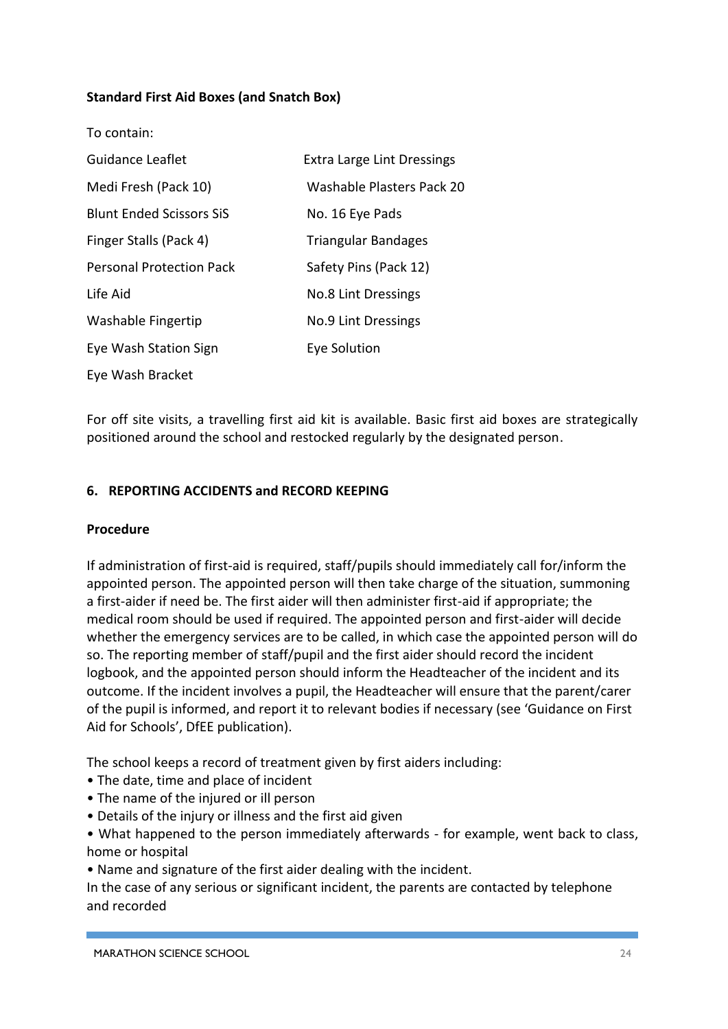**Standard First Aid Boxes (and Snatch Box)**

To contain:

| | |
|---|---|
| Guidance Leaflet | Extra Large Lint Dressings |
| Medi Fresh (Pack 10) | Washable Plasters Pack 20 |
| Blunt Ended Scissors SiS | No. 16 Eye Pads |
| Finger Stalls (Pack 4) | Triangular Bandages |
| Personal Protection Pack | Safety Pins (Pack 12) |
| Life Aid | No.8 Lint Dressings |
| Washable Fingertip | No.9 Lint Dressings |
| Eye Wash Station Sign | Eye Solution |
| Eye Wash Bracket | |

For off site visits, a travelling first aid kit is available. Basic first aid boxes are strategically positioned around the school and restocked regularly by the designated person.

## 6. REPORTING ACCIDENTS and RECORD KEEPING

**Procedure**

If administration of first-aid is required, staff/pupils should immediately call for/inform the appointed person. The appointed person will then take charge of the situation, summoning a first-aider if need be. The first aider will then administer first-aid if appropriate; the medical room should be used if required. The appointed person and first-aider will decide whether the emergency services are to be called, in which case the appointed person will do so. The reporting member of staff/pupil and the first aider should record the incident logbook, and the appointed person should inform the Headteacher of the incident and its outcome. If the incident involves a pupil, the Headteacher will ensure that the parent/carer of the pupil is informed, and report it to relevant bodies if necessary (see 'Guidance on First Aid for Schools', DfEE publication).

The school keeps a record of treatment given by first aiders including:

- The date, time and place of incident
- The name of the injured or ill person
- Details of the injury or illness and the first aid given
- What happened to the person immediately afterwards - for example, went back to class, home or hospital
- Name and signature of the first aider dealing with the incident.

In the case of any serious or significant incident, the parents are contacted by telephone and recorded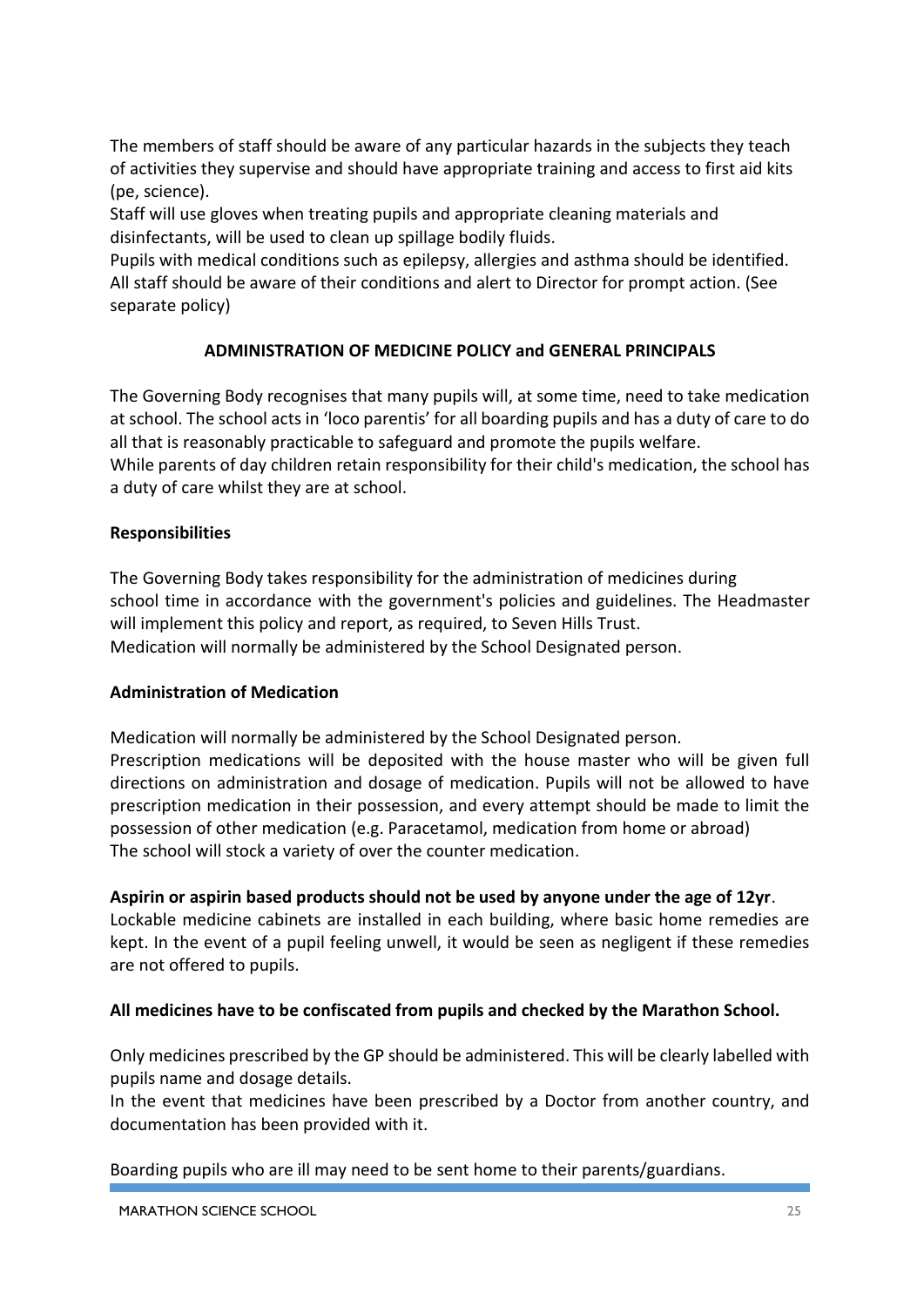The members of staff should be aware of any particular hazards in the subjects they teach of activities they supervise and should have appropriate training and access to first aid kits (pe, science).
Staff will use gloves when treating pupils and appropriate cleaning materials and disinfectants, will be used to clean up spillage bodily fluids.
Pupils with medical conditions such as epilepsy, allergies and asthma should be identified. All staff should be aware of their conditions and alert to Director for prompt action. (See separate policy)

## ADMINISTRATION OF MEDICINE POLICY and GENERAL PRINCIPALS

The Governing Body recognises that many pupils will, at some time, need to take medication at school. The school acts in 'loco parentis' for all boarding pupils and has a duty of care to do all that is reasonably practicable to safeguard and promote the pupils welfare.
While parents of day children retain responsibility for their child's medication, the school has a duty of care whilst they are at school.

### Responsibilities

The Governing Body takes responsibility for the administration of medicines during school time in accordance with the government's policies and guidelines. The Headmaster will implement this policy and report, as required, to Seven Hills Trust.
Medication will normally be administered by the School Designated person.

### Administration of Medication

Medication will normally be administered by the School Designated person.
Prescription medications will be deposited with the house master who will be given full directions on administration and dosage of medication. Pupils will not be allowed to have prescription medication in their possession, and every attempt should be made to limit the possession of other medication (e.g. Paracetamol, medication from home or abroad)
The school will stock a variety of over the counter medication.

**Aspirin or aspirin based products should not be used by anyone under the age of 12yr**.
Lockable medicine cabinets are installed in each building, where basic home remedies are kept. In the event of a pupil feeling unwell, it would be seen as negligent if these remedies are not offered to pupils.

**All medicines have to be confiscated from pupils and checked by the Marathon School.**

Only medicines prescribed by the GP should be administered. This will be clearly labelled with pupils name and dosage details.
In the event that medicines have been prescribed by a Doctor from another country, and documentation has been provided with it.

Boarding pupils who are ill may need to be sent home to their parents/guardians.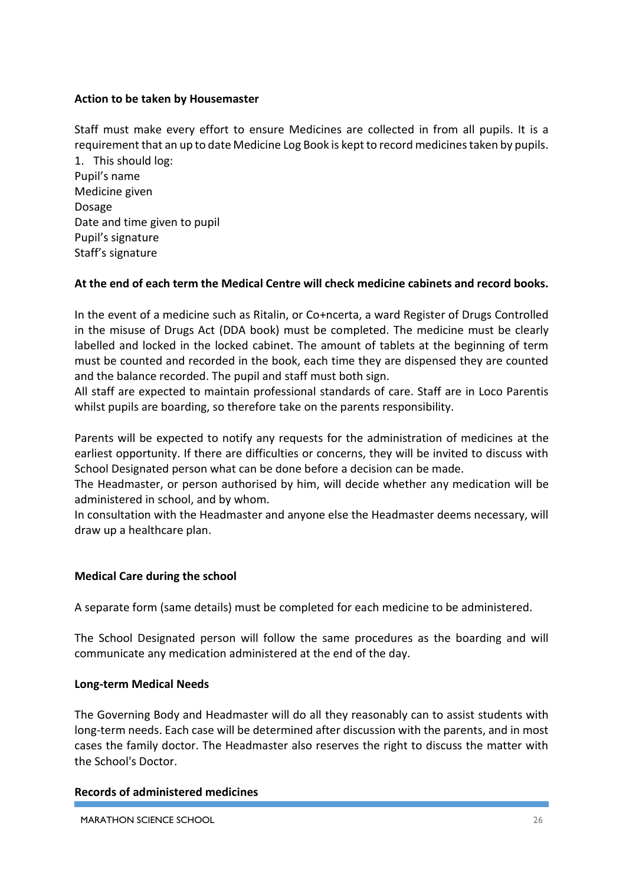**Action to be taken by Housemaster**

Staff must make every effort to ensure Medicines are collected in from all pupils. It is a requirement that an up to date Medicine Log Book is kept to record medicines taken by pupils.

1. This should log:

Pupil's name
Medicine given
Dosage
Date and time given to pupil
Pupil's signature
Staff's signature

**At the end of each term the Medical Centre will check medicine cabinets and record books.**

In the event of a medicine such as Ritalin, or Co+ncerta, a ward Register of Drugs Controlled in the misuse of Drugs Act (DDA book) must be completed. The medicine must be clearly labelled and locked in the locked cabinet. The amount of tablets at the beginning of term must be counted and recorded in the book, each time they are dispensed they are counted and the balance recorded. The pupil and staff must both sign.
All staff are expected to maintain professional standards of care. Staff are in Loco Parentis whilst pupils are boarding, so therefore take on the parents responsibility.

Parents will be expected to notify any requests for the administration of medicines at the earliest opportunity. If there are difficulties or concerns, they will be invited to discuss with School Designated person what can be done before a decision can be made.
The Headmaster, or person authorised by him, will decide whether any medication will be administered in school, and by whom.
In consultation with the Headmaster and anyone else the Headmaster deems necessary, will draw up a healthcare plan.

**Medical Care during the school**

A separate form (same details) must be completed for each medicine to be administered.

The School Designated person will follow the same procedures as the boarding and will communicate any medication administered at the end of the day.

**Long-term Medical Needs**

The Governing Body and Headmaster will do all they reasonably can to assist students with long-term needs. Each case will be determined after discussion with the parents, and in most cases the family doctor. The Headmaster also reserves the right to discuss the matter with the School's Doctor.

**Records of administered medicines**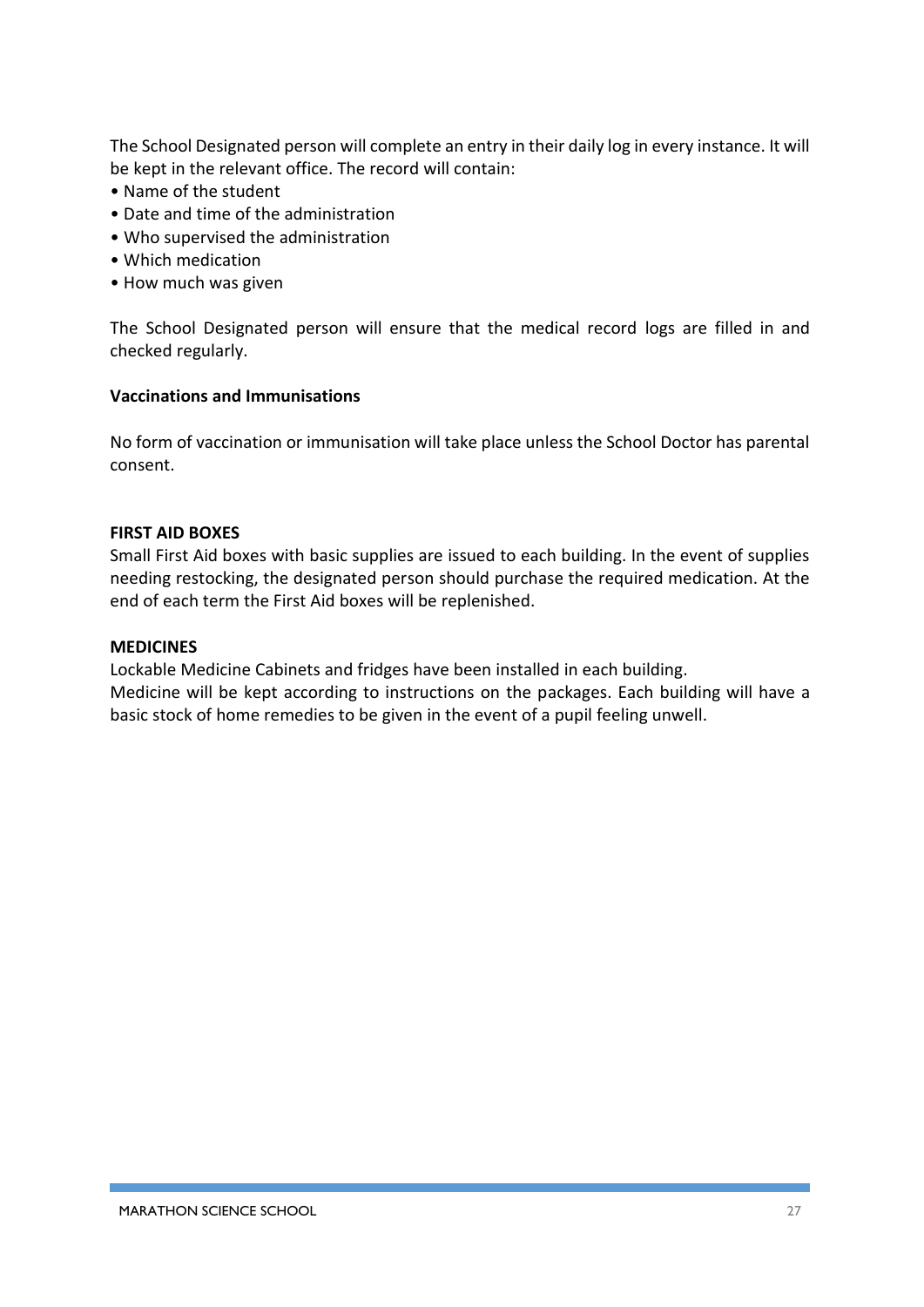The School Designated person will complete an entry in their daily log in every instance. It will be kept in the relevant office. The record will contain:

- Name of the student
- Date and time of the administration
- Who supervised the administration
- Which medication
- How much was given

The School Designated person will ensure that the medical record logs are filled in and checked regularly.

**Vaccinations and Immunisations**

No form of vaccination or immunisation will take place unless the School Doctor has parental consent.

**FIRST AID BOXES**

Small First Aid boxes with basic supplies are issued to each building. In the event of supplies needing restocking, the designated person should purchase the required medication. At the end of each term the First Aid boxes will be replenished.

**MEDICINES**

Lockable Medicine Cabinets and fridges have been installed in each building.
Medicine will be kept according to instructions on the packages. Each building will have a basic stock of home remedies to be given in the event of a pupil feeling unwell.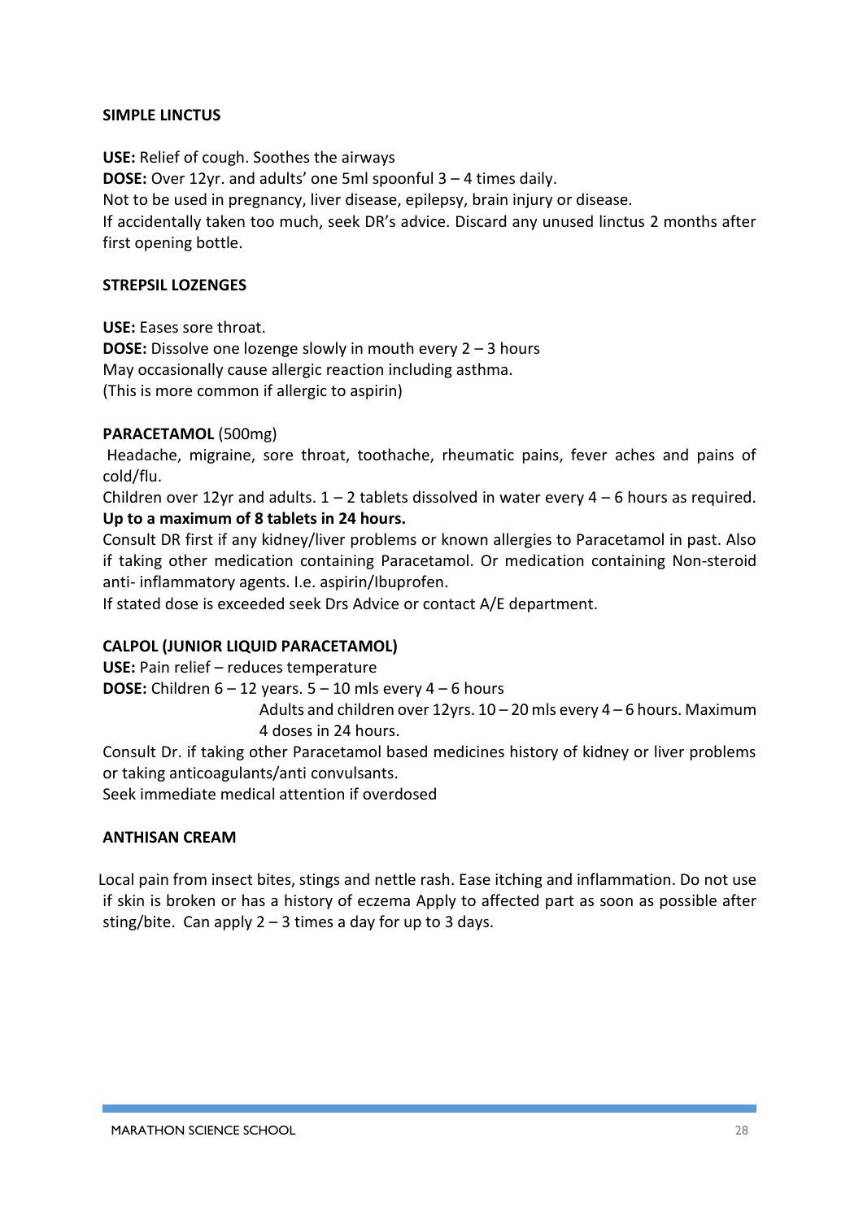**SIMPLE LINCTUS**

**USE:** Relief of cough. Soothes the airways
**DOSE:** Over 12yr. and adults' one 5ml spoonful 3 – 4 times daily.
Not to be used in pregnancy, liver disease, epilepsy, brain injury or disease.
If accidentally taken too much, seek DR's advice. Discard any unused linctus 2 months after first opening bottle.

**STREPSIL LOZENGES**

**USE:** Eases sore throat.
**DOSE:** Dissolve one lozenge slowly in mouth every 2 – 3 hours
May occasionally cause allergic reaction including asthma.
(This is more common if allergic to aspirin)

**PARACETAMOL** (500mg)

Headache, migraine, sore throat, toothache, rheumatic pains, fever aches and pains of cold/flu.
Children over 12yr and adults. 1 – 2 tablets dissolved in water every 4 – 6 hours as required.
**Up to a maximum of 8 tablets in 24 hours.**
Consult DR first if any kidney/liver problems or known allergies to Paracetamol in past. Also if taking other medication containing Paracetamol. Or medication containing Non-steroid anti- inflammatory agents. I.e. aspirin/Ibuprofen.
If stated dose is exceeded seek Drs Advice or contact A/E department.

**CALPOL (JUNIOR LIQUID PARACETAMOL)**

**USE:** Pain relief – reduces temperature
**DOSE:** Children 6 – 12 years. 5 – 10 mls every 4 – 6 hours
Adults and children over 12yrs. 10 – 20 mls every 4 – 6 hours. Maximum 4 doses in 24 hours.
Consult Dr. if taking other Paracetamol based medicines history of kidney or liver problems or taking anticoagulants/anti convulsants.
Seek immediate medical attention if overdosed

**ANTHISAN CREAM**

Local pain from insect bites, stings and nettle rash. Ease itching and inflammation. Do not use if skin is broken or has a history of eczema Apply to affected part as soon as possible after sting/bite. Can apply 2 – 3 times a day for up to 3 days.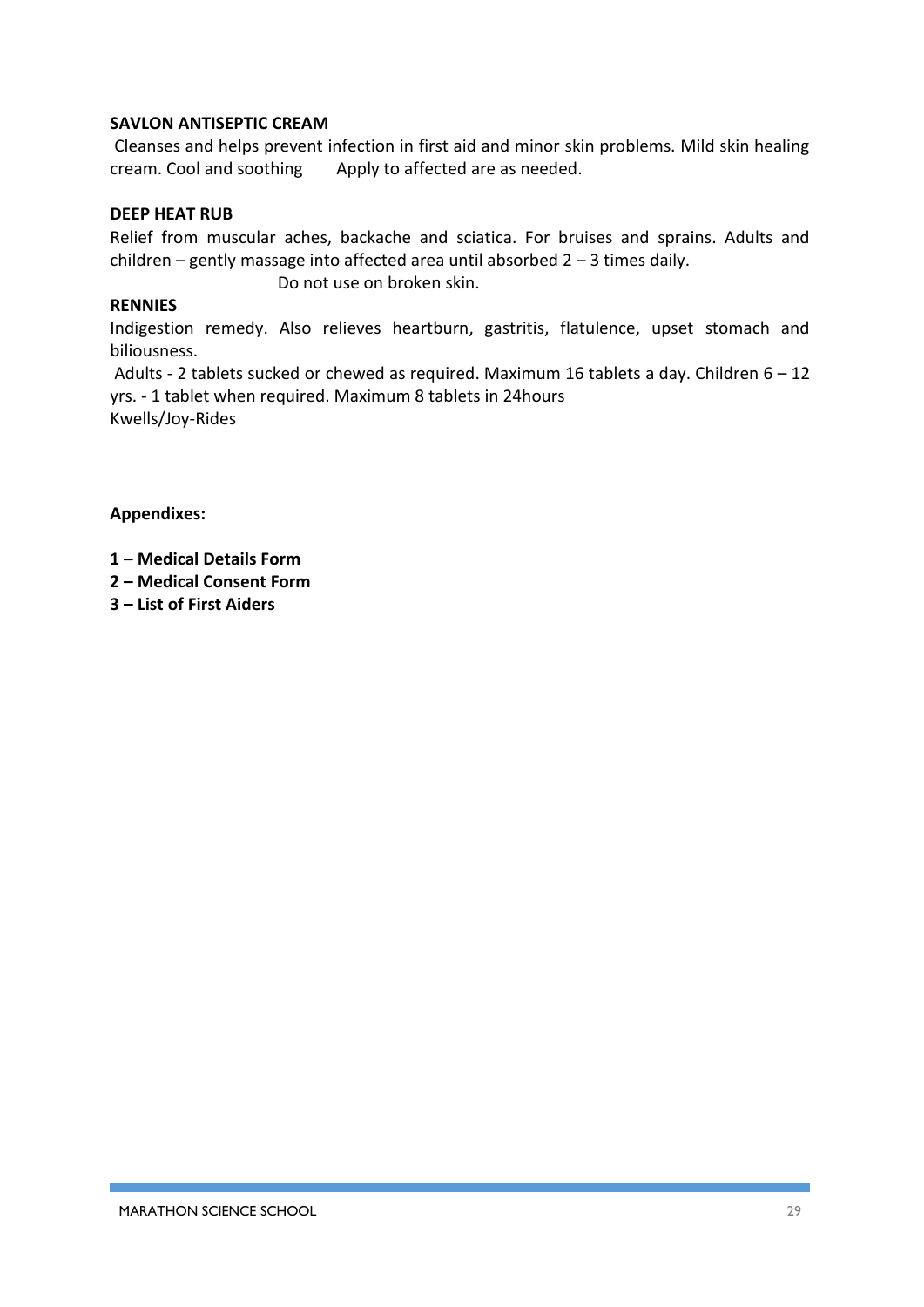**SAVLON ANTISEPTIC CREAM**

Cleanses and helps prevent infection in first aid and minor skin problems. Mild skin healing cream. Cool and soothing    Apply to affected are as needed.

**DEEP HEAT RUB**

Relief from muscular aches, backache and sciatica. For bruises and sprains. Adults and children – gently massage into affected area until absorbed 2 – 3 times daily.

Do not use on broken skin.

**RENNIES**

Indigestion remedy. Also relieves heartburn, gastritis, flatulence, upset stomach and biliousness.

Adults - 2 tablets sucked or chewed as required. Maximum 16 tablets a day. Children 6 – 12 yrs. - 1 tablet when required. Maximum 8 tablets in 24hours

Kwells/Joy-Rides

**Appendixes:**

**1 – Medical Details Form**

**2 – Medical Consent Form**

**3 – List of First Aiders**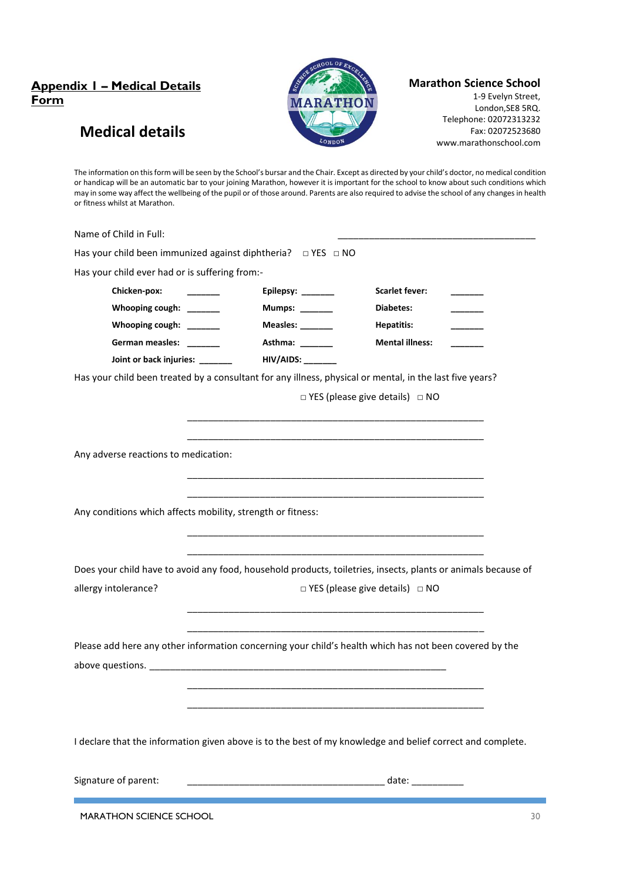## Appendix I – Medical Details Form

# Medical details

**Marathon Science School**
1-9 Evelyn Street,
London,SE8 5RQ.
Telephone: 02072313232
Fax: 02072523680
www.marathonschool.com

The information on this form will be seen by the School's bursar and the Chair. Except as directed by your child's doctor, no medical condition or handicap will be an automatic bar to your joining Marathon, however it is important for the school to know about such conditions which may in some way affect the wellbeing of the pupil or of those around. Parents are also required to advise the school of any changes in health or fitness whilst at Marathon.

Name of Child in Full: ________________________________________

Has your child been immunized against diphtheria? □ YES □ NO

Has your child ever had or is suffering from:-

| | | | | | |
|---|---|---|---|---|---|
| **Chicken-pox:** | _______ | **Epilepsy:** | _______ | **Scarlet fever:** | _______ |
| **Whooping cough:** | _______ | **Mumps:** | _______ | **Diabetes:** | _______ |
| **Whooping cough:** | _______ | **Measles:** | _______ | **Hepatitis:** | _______ |
| **German measles:** | _______ | **Asthma:** | _______ | **Mental illness:** | _______ |
| **Joint or back injuries:** | _______ | **HIV/AIDS:** | _______ | | |

Has your child been treated by a consultant for any illness, physical or mental, in the last five years?

□ YES (please give details) □ NO

____________________________________________________________

____________________________________________________________

Any adverse reactions to medication:

____________________________________________________________

____________________________________________________________

Any conditions which affects mobility, strength or fitness:

____________________________________________________________

____________________________________________________________

Does your child have to avoid any food, household products, toiletries, insects, plants or animals because of allergy intolerance? □ YES (please give details) □ NO

____________________________________________________________

____________________________________________________________

Please add here any other information concerning your child's health which has not been covered by the above questions. ____________________________________________________________

____________________________________________________________

____________________________________________________________

I declare that the information given above is to the best of my knowledge and belief correct and complete.

Signature of parent: ________________________________________ date: __________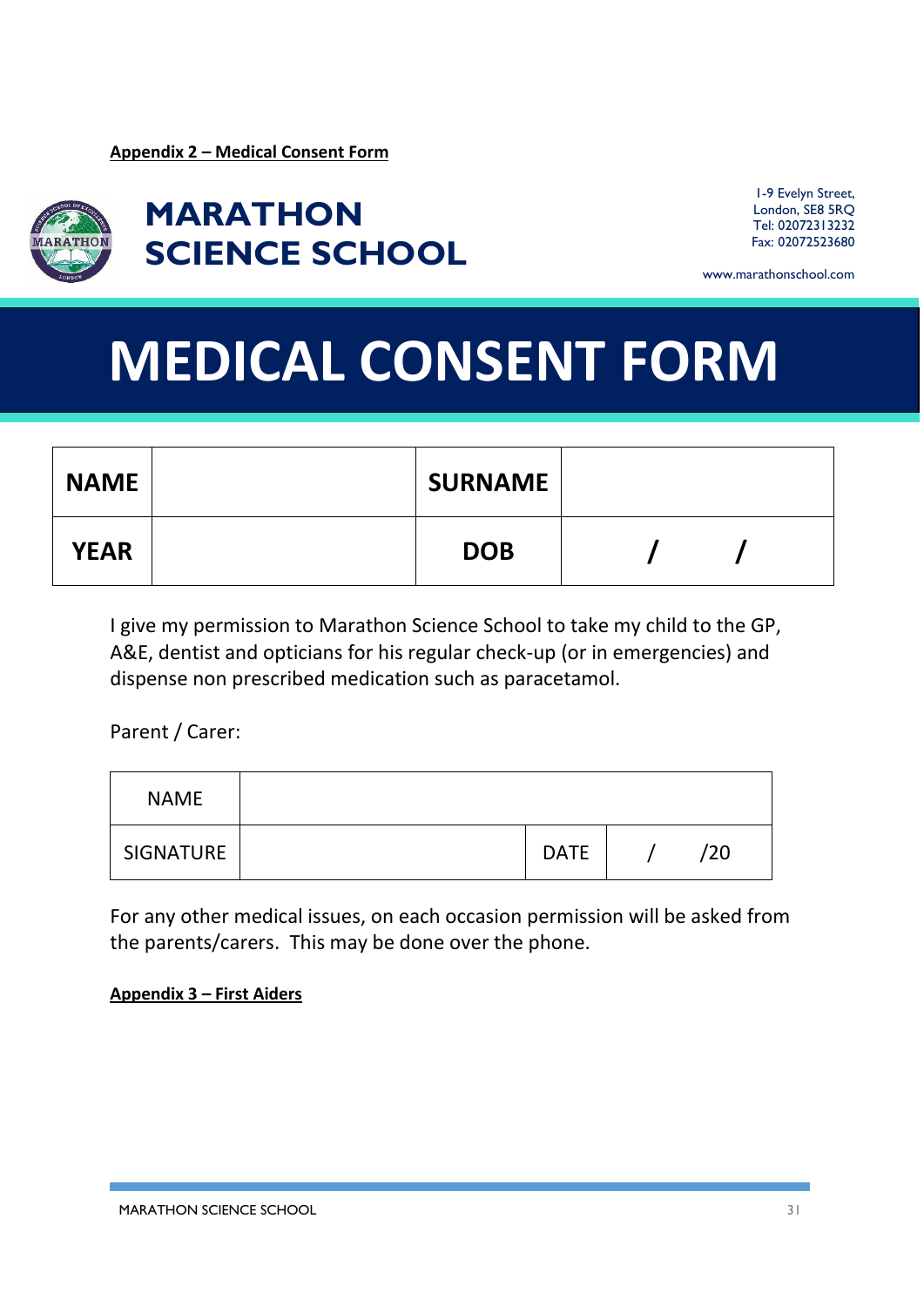**Appendix 2 – Medical Consent Form**

## MARATHON SCIENCE SCHOOL

1-9 Evelyn Street,
London, SE8 5RQ
Tel: 02072313232
Fax: 02072523680

www.marathonschool.com

# MEDICAL CONSENT FORM

| **NAME** | | **SURNAME** | |
|---|---|---|---|
| **YEAR** | | **DOB** | / / |

I give my permission to Marathon Science School to take my child to the GP, A&E, dentist and opticians for his regular check-up (or in emergencies) and dispense non prescribed medication such as paracetamol.

Parent / Carer:

| NAME | | | |
|---|---|---|---|
| SIGNATURE | | DATE | / /20 |

For any other medical issues, on each occasion permission will be asked from the parents/carers. This may be done over the phone.

**Appendix 3 – First Aiders**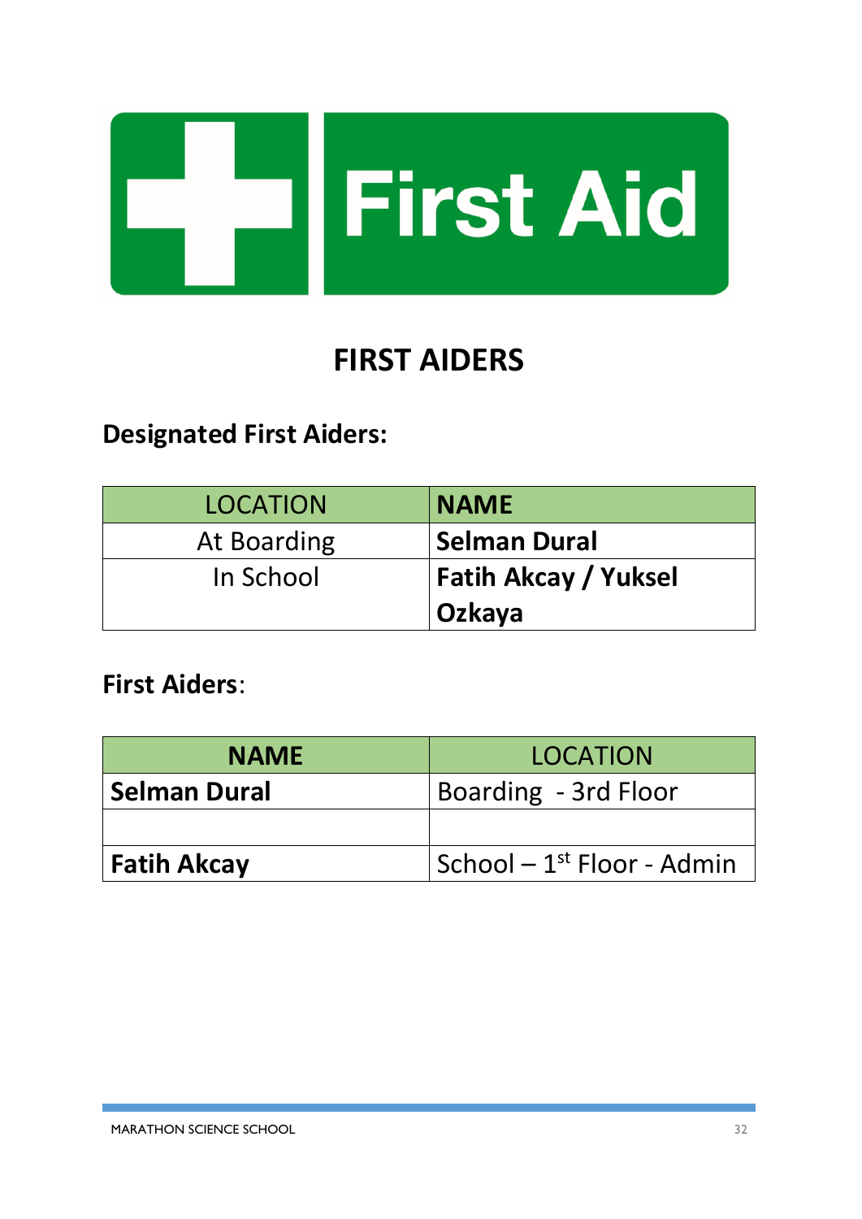First Aid

# FIRST AIDERS

## Designated First Aiders:

| LOCATION | NAME |
|---|---|
| At Boarding | **Selman Dural** |
| In School | **Fatih Akcay / Yuksel Ozkaya** |

## First Aiders:

| NAME | LOCATION |
|---|---|
| **Selman Dural** | Boarding - 3rd Floor |
| | |
| **Fatih Akcay** | School – 1st Floor - Admin |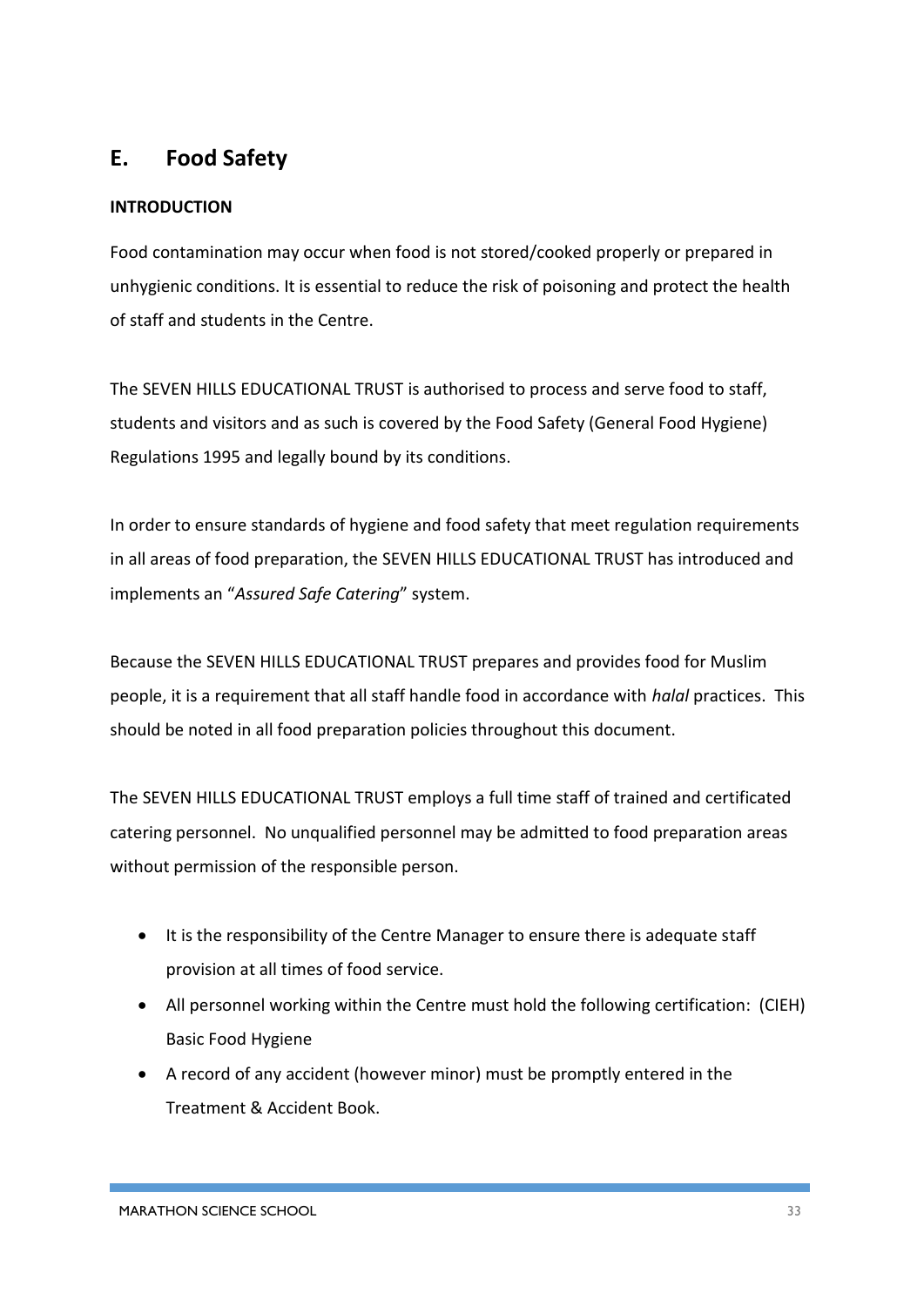## E. Food Safety

**INTRODUCTION**

Food contamination may occur when food is not stored/cooked properly or prepared in unhygienic conditions. It is essential to reduce the risk of poisoning and protect the health of staff and students in the Centre.

The SEVEN HILLS EDUCATIONAL TRUST is authorised to process and serve food to staff, students and visitors and as such is covered by the Food Safety (General Food Hygiene) Regulations 1995 and legally bound by its conditions.

In order to ensure standards of hygiene and food safety that meet regulation requirements in all areas of food preparation, the SEVEN HILLS EDUCATIONAL TRUST has introduced and implements an "*Assured Safe Catering*" system.

Because the SEVEN HILLS EDUCATIONAL TRUST prepares and provides food for Muslim people, it is a requirement that all staff handle food in accordance with *halal* practices. This should be noted in all food preparation policies throughout this document.

The SEVEN HILLS EDUCATIONAL TRUST employs a full time staff of trained and certificated catering personnel. No unqualified personnel may be admitted to food preparation areas without permission of the responsible person.

- It is the responsibility of the Centre Manager to ensure there is adequate staff provision at all times of food service.
- All personnel working within the Centre must hold the following certification: (CIEH) Basic Food Hygiene
- A record of any accident (however minor) must be promptly entered in the Treatment & Accident Book.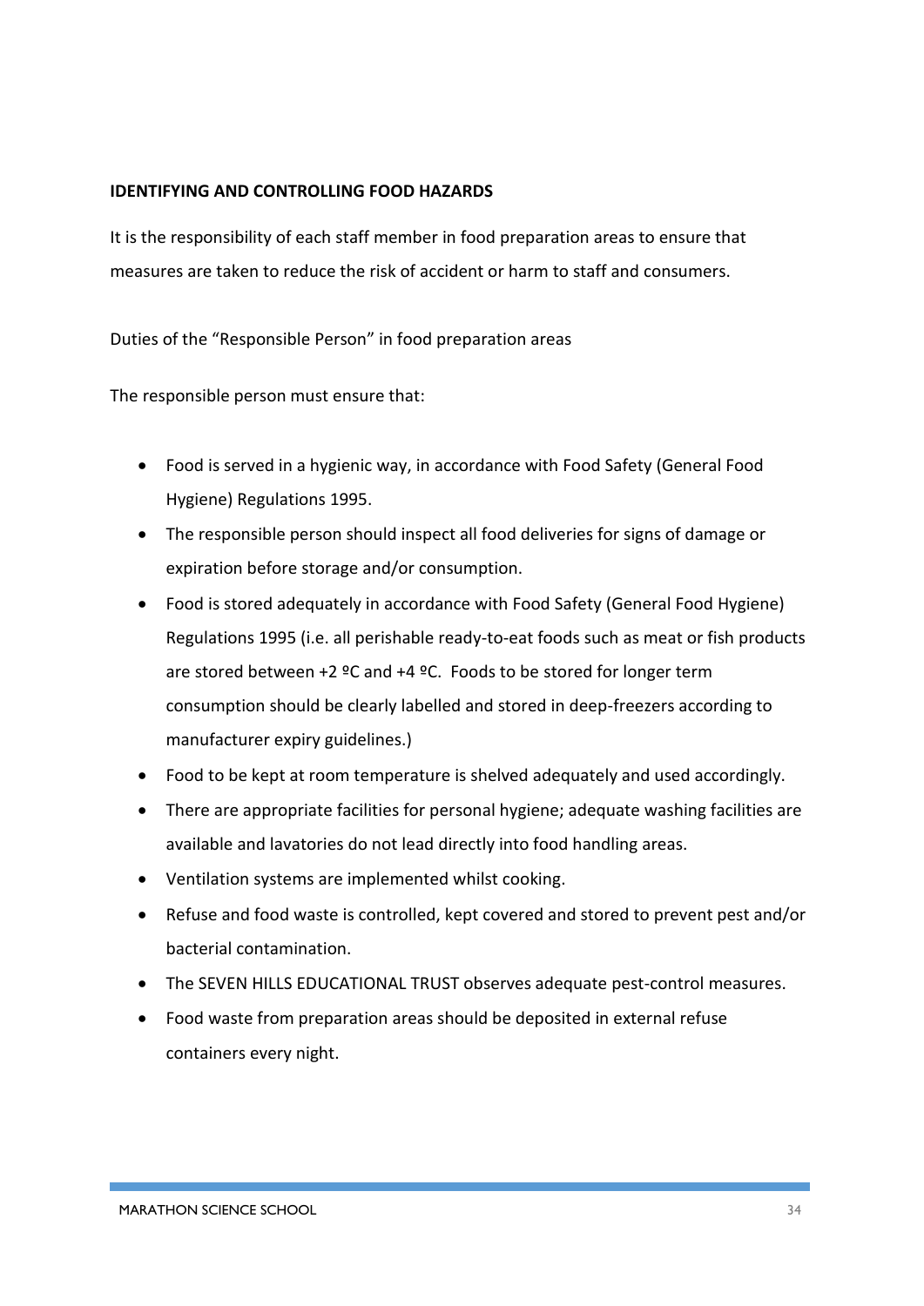**IDENTIFYING AND CONTROLLING FOOD HAZARDS**

It is the responsibility of each staff member in food preparation areas to ensure that measures are taken to reduce the risk of accident or harm to staff and consumers.

Duties of the "Responsible Person" in food preparation areas

The responsible person must ensure that:

- Food is served in a hygienic way, in accordance with Food Safety (General Food Hygiene) Regulations 1995.
- The responsible person should inspect all food deliveries for signs of damage or expiration before storage and/or consumption.
- Food is stored adequately in accordance with Food Safety (General Food Hygiene) Regulations 1995 (i.e. all perishable ready-to-eat foods such as meat or fish products are stored between +2 ºC and +4 ºC. Foods to be stored for longer term consumption should be clearly labelled and stored in deep-freezers according to manufacturer expiry guidelines.)
- Food to be kept at room temperature is shelved adequately and used accordingly.
- There are appropriate facilities for personal hygiene; adequate washing facilities are available and lavatories do not lead directly into food handling areas.
- Ventilation systems are implemented whilst cooking.
- Refuse and food waste is controlled, kept covered and stored to prevent pest and/or bacterial contamination.
- The SEVEN HILLS EDUCATIONAL TRUST observes adequate pest-control measures.
- Food waste from preparation areas should be deposited in external refuse containers every night.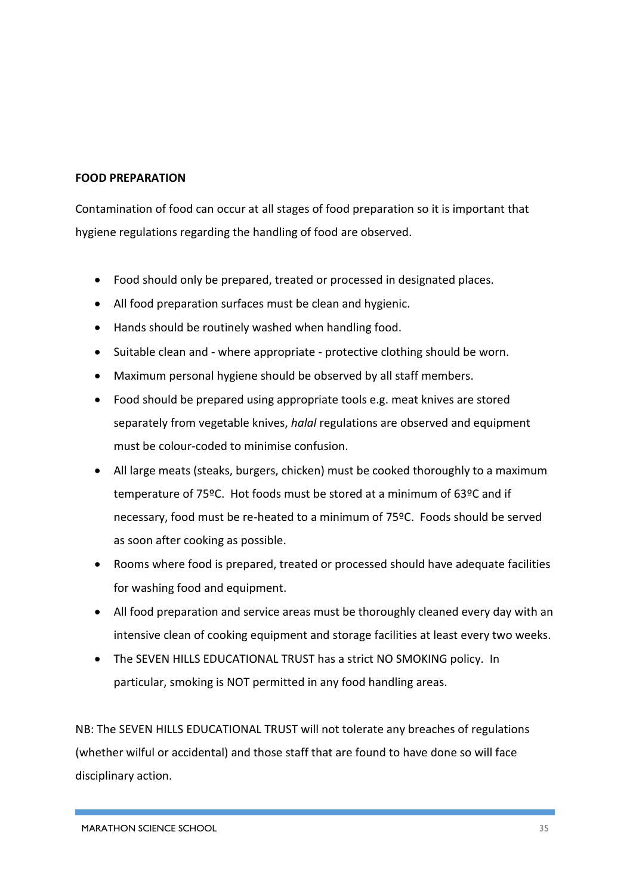**FOOD PREPARATION**

Contamination of food can occur at all stages of food preparation so it is important that hygiene regulations regarding the handling of food are observed.

- Food should only be prepared, treated or processed in designated places.
- All food preparation surfaces must be clean and hygienic.
- Hands should be routinely washed when handling food.
- Suitable clean and - where appropriate - protective clothing should be worn.
- Maximum personal hygiene should be observed by all staff members.
- Food should be prepared using appropriate tools e.g. meat knives are stored separately from vegetable knives, *halal* regulations are observed and equipment must be colour-coded to minimise confusion.
- All large meats (steaks, burgers, chicken) must be cooked thoroughly to a maximum temperature of 75ºC. Hot foods must be stored at a minimum of 63ºC and if necessary, food must be re-heated to a minimum of 75ºC. Foods should be served as soon after cooking as possible.
- Rooms where food is prepared, treated or processed should have adequate facilities for washing food and equipment.
- All food preparation and service areas must be thoroughly cleaned every day with an intensive clean of cooking equipment and storage facilities at least every two weeks.
- The SEVEN HILLS EDUCATIONAL TRUST has a strict NO SMOKING policy. In particular, smoking is NOT permitted in any food handling areas.

NB: The SEVEN HILLS EDUCATIONAL TRUST will not tolerate any breaches of regulations (whether wilful or accidental) and those staff that are found to have done so will face disciplinary action.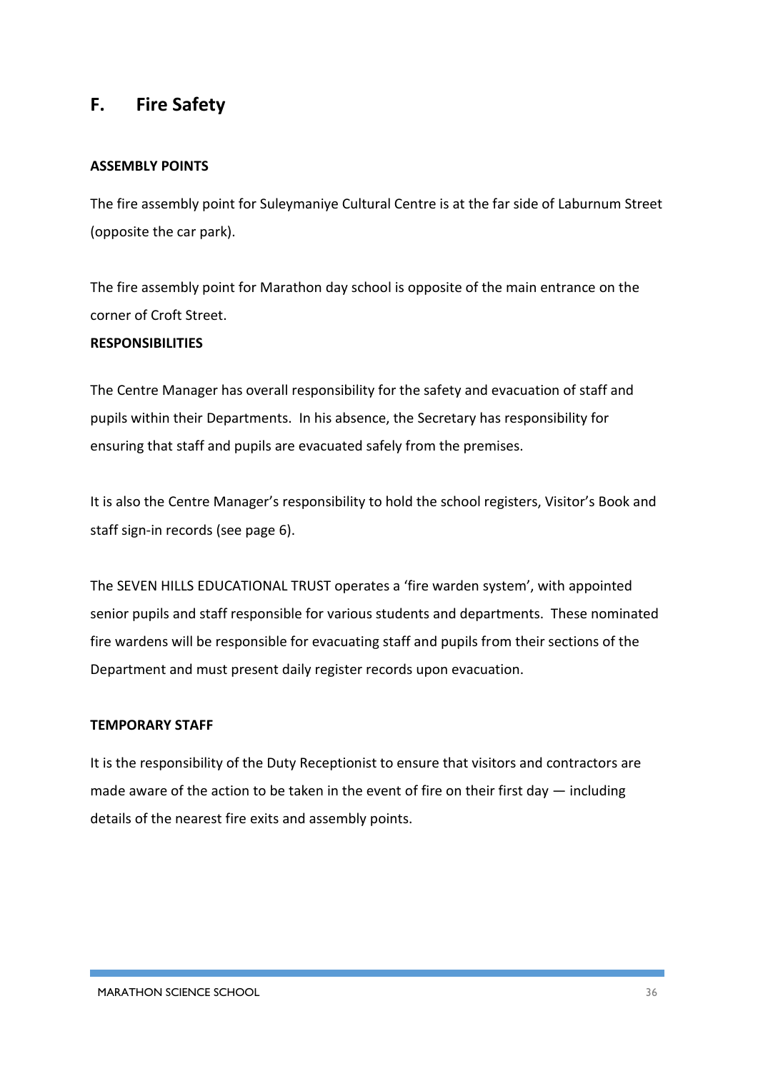## F. Fire Safety

**ASSEMBLY POINTS**

The fire assembly point for Suleymaniye Cultural Centre is at the far side of Laburnum Street (opposite the car park).

The fire assembly point for Marathon day school is opposite of the main entrance on the corner of Croft Street.

**RESPONSIBILITIES**

The Centre Manager has overall responsibility for the safety and evacuation of staff and pupils within their Departments. In his absence, the Secretary has responsibility for ensuring that staff and pupils are evacuated safely from the premises.

It is also the Centre Manager's responsibility to hold the school registers, Visitor's Book and staff sign-in records (see page 6).

The SEVEN HILLS EDUCATIONAL TRUST operates a 'fire warden system', with appointed senior pupils and staff responsible for various students and departments. These nominated fire wardens will be responsible for evacuating staff and pupils from their sections of the Department and must present daily register records upon evacuation.

**TEMPORARY STAFF**

It is the responsibility of the Duty Receptionist to ensure that visitors and contractors are made aware of the action to be taken in the event of fire on their first day — including details of the nearest fire exits and assembly points.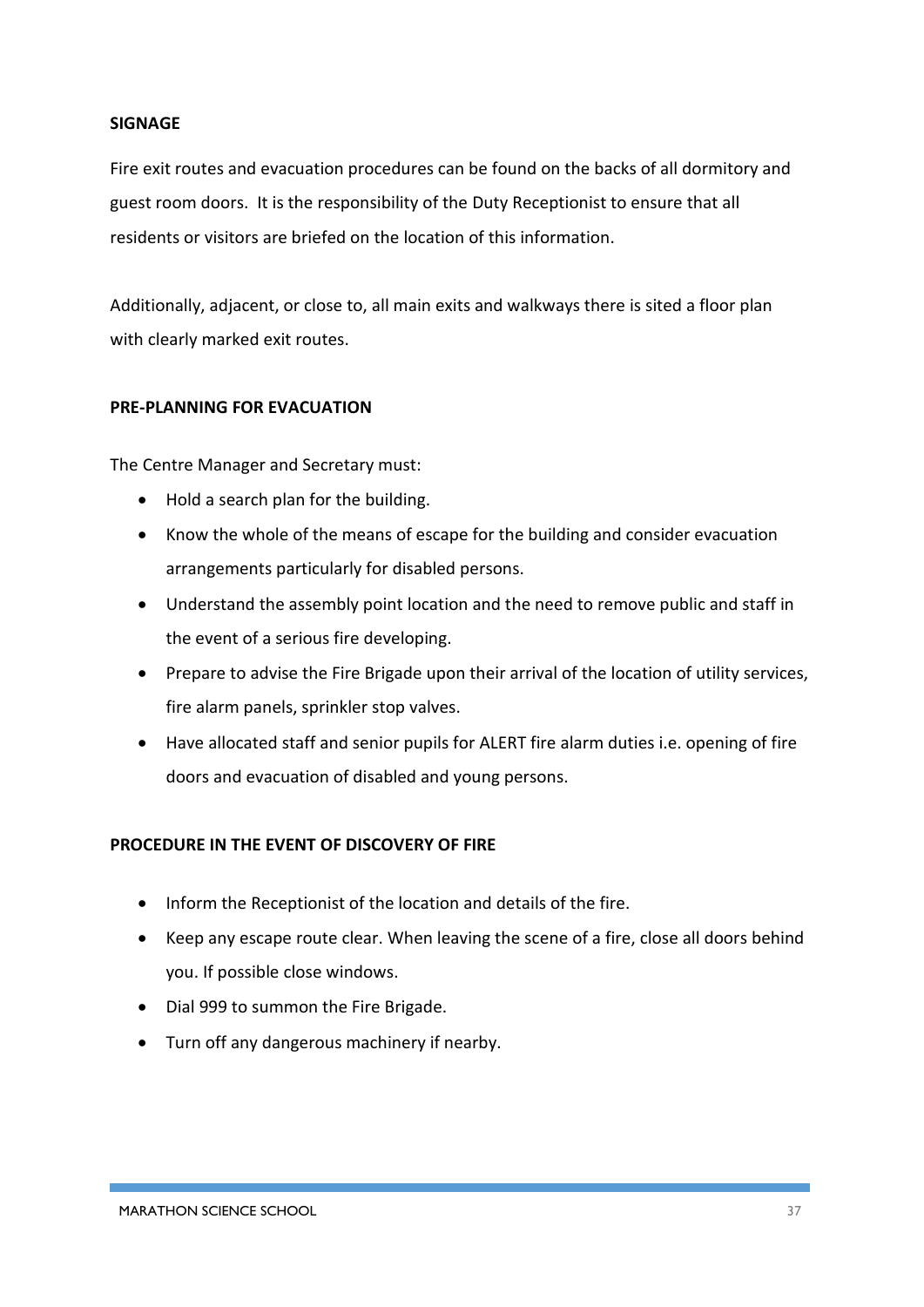**SIGNAGE**

Fire exit routes and evacuation procedures can be found on the backs of all dormitory and guest room doors. It is the responsibility of the Duty Receptionist to ensure that all residents or visitors are briefed on the location of this information.

Additionally, adjacent, or close to, all main exits and walkways there is sited a floor plan with clearly marked exit routes.

**PRE-PLANNING FOR EVACUATION**

The Centre Manager and Secretary must:

- Hold a search plan for the building.
- Know the whole of the means of escape for the building and consider evacuation arrangements particularly for disabled persons.
- Understand the assembly point location and the need to remove public and staff in the event of a serious fire developing.
- Prepare to advise the Fire Brigade upon their arrival of the location of utility services, fire alarm panels, sprinkler stop valves.
- Have allocated staff and senior pupils for ALERT fire alarm duties i.e. opening of fire doors and evacuation of disabled and young persons.

**PROCEDURE IN THE EVENT OF DISCOVERY OF FIRE**

- Inform the Receptionist of the location and details of the fire.
- Keep any escape route clear. When leaving the scene of a fire, close all doors behind you. If possible close windows.
- Dial 999 to summon the Fire Brigade.
- Turn off any dangerous machinery if nearby.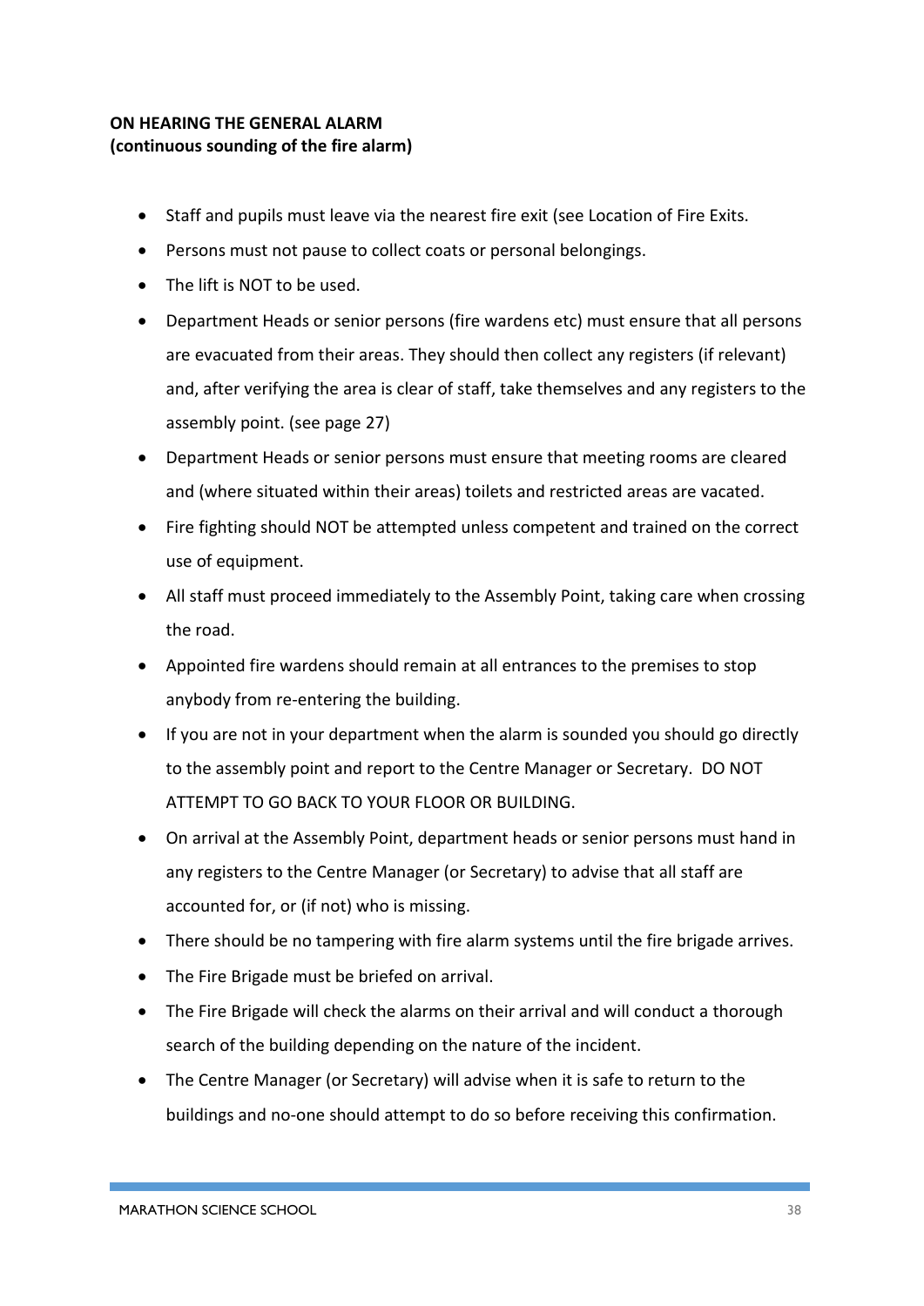**ON HEARING THE GENERAL ALARM**
**(continuous sounding of the fire alarm)**

- Staff and pupils must leave via the nearest fire exit (see Location of Fire Exits.
- Persons must not pause to collect coats or personal belongings.
- The lift is NOT to be used.
- Department Heads or senior persons (fire wardens etc) must ensure that all persons are evacuated from their areas. They should then collect any registers (if relevant) and, after verifying the area is clear of staff, take themselves and any registers to the assembly point. (see page 27)
- Department Heads or senior persons must ensure that meeting rooms are cleared and (where situated within their areas) toilets and restricted areas are vacated.
- Fire fighting should NOT be attempted unless competent and trained on the correct use of equipment.
- All staff must proceed immediately to the Assembly Point, taking care when crossing the road.
- Appointed fire wardens should remain at all entrances to the premises to stop anybody from re-entering the building.
- If you are not in your department when the alarm is sounded you should go directly to the assembly point and report to the Centre Manager or Secretary. DO NOT ATTEMPT TO GO BACK TO YOUR FLOOR OR BUILDING.
- On arrival at the Assembly Point, department heads or senior persons must hand in any registers to the Centre Manager (or Secretary) to advise that all staff are accounted for, or (if not) who is missing.
- There should be no tampering with fire alarm systems until the fire brigade arrives.
- The Fire Brigade must be briefed on arrival.
- The Fire Brigade will check the alarms on their arrival and will conduct a thorough search of the building depending on the nature of the incident.
- The Centre Manager (or Secretary) will advise when it is safe to return to the buildings and no-one should attempt to do so before receiving this confirmation.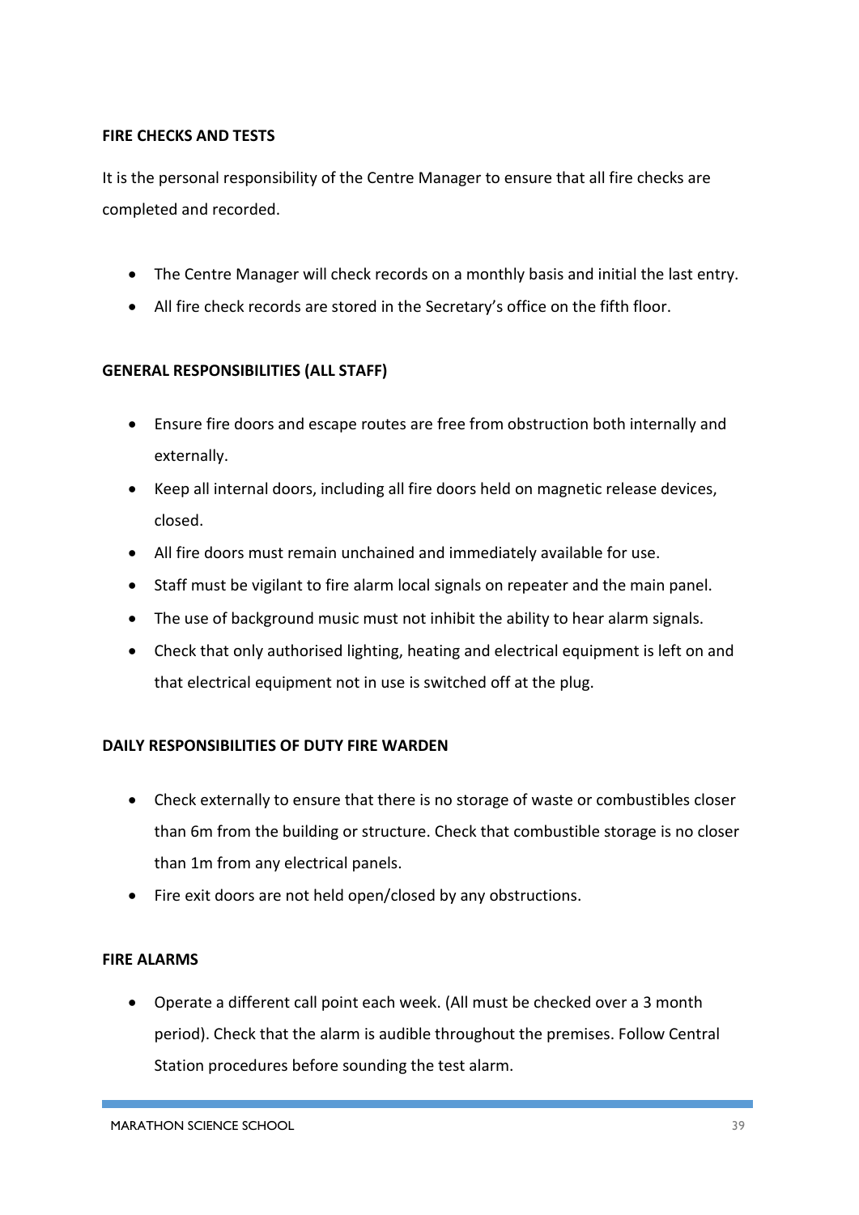**FIRE CHECKS AND TESTS**

It is the personal responsibility of the Centre Manager to ensure that all fire checks are completed and recorded.

- The Centre Manager will check records on a monthly basis and initial the last entry.
- All fire check records are stored in the Secretary's office on the fifth floor.

**GENERAL RESPONSIBILITIES (ALL STAFF)**

- Ensure fire doors and escape routes are free from obstruction both internally and externally.
- Keep all internal doors, including all fire doors held on magnetic release devices, closed.
- All fire doors must remain unchained and immediately available for use.
- Staff must be vigilant to fire alarm local signals on repeater and the main panel.
- The use of background music must not inhibit the ability to hear alarm signals.
- Check that only authorised lighting, heating and electrical equipment is left on and that electrical equipment not in use is switched off at the plug.

**DAILY RESPONSIBILITIES OF DUTY FIRE WARDEN**

- Check externally to ensure that there is no storage of waste or combustibles closer than 6m from the building or structure. Check that combustible storage is no closer than 1m from any electrical panels.
- Fire exit doors are not held open/closed by any obstructions.

**FIRE ALARMS**

- Operate a different call point each week. (All must be checked over a 3 month period). Check that the alarm is audible throughout the premises. Follow Central Station procedures before sounding the test alarm.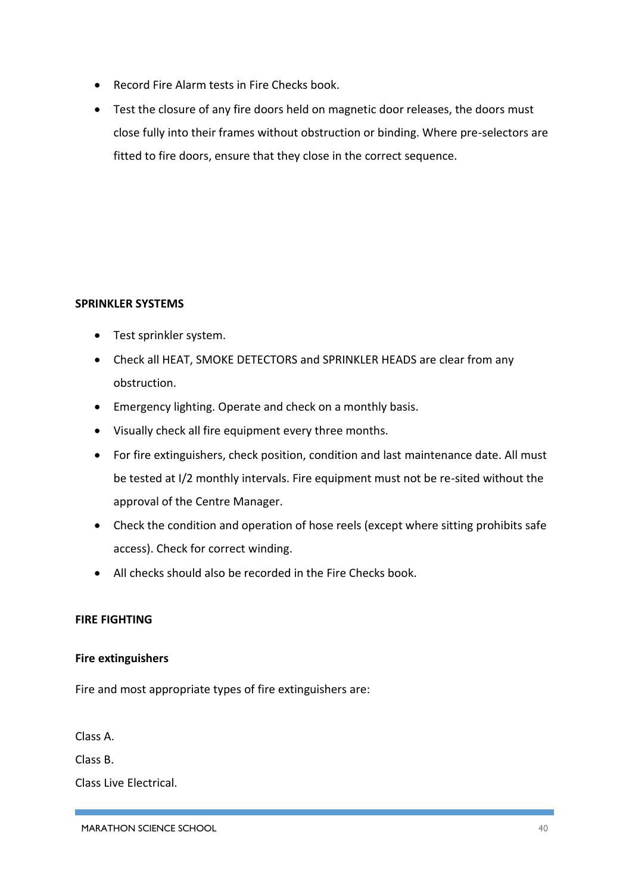- Record Fire Alarm tests in Fire Checks book.
- Test the closure of any fire doors held on magnetic door releases, the doors must close fully into their frames without obstruction or binding. Where pre-selectors are fitted to fire doors, ensure that they close in the correct sequence.

**SPRINKLER SYSTEMS**

- Test sprinkler system.
- Check all HEAT, SMOKE DETECTORS and SPRINKLER HEADS are clear from any obstruction.
- Emergency lighting. Operate and check on a monthly basis.
- Visually check all fire equipment every three months.
- For fire extinguishers, check position, condition and last maintenance date. All must be tested at I/2 monthly intervals. Fire equipment must not be re-sited without the approval of the Centre Manager.
- Check the condition and operation of hose reels (except where sitting prohibits safe access). Check for correct winding.
- All checks should also be recorded in the Fire Checks book.

**FIRE FIGHTING**

**Fire extinguishers**

Fire and most appropriate types of fire extinguishers are:

Class A.

Class B.

Class Live Electrical.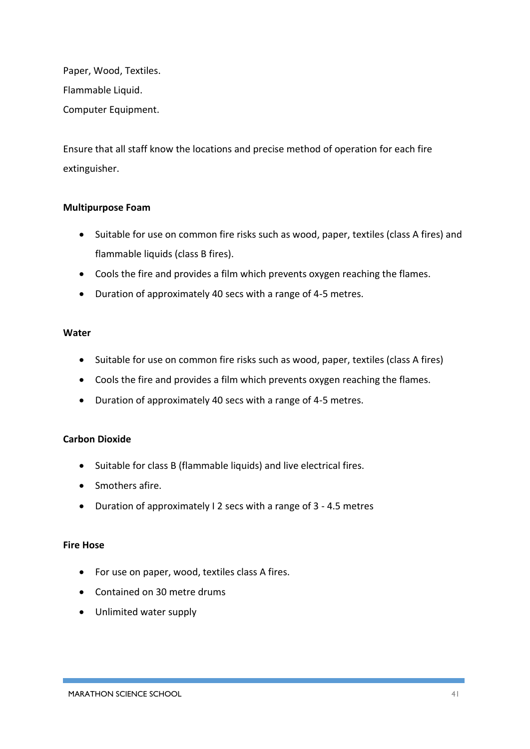Paper, Wood, Textiles.

Flammable Liquid.

Computer Equipment.

Ensure that all staff know the locations and precise method of operation for each fire extinguisher.

**Multipurpose Foam**

- Suitable for use on common fire risks such as wood, paper, textiles (class A fires) and flammable liquids (class B fires).
- Cools the fire and provides a film which prevents oxygen reaching the flames.
- Duration of approximately 40 secs with a range of 4-5 metres.

**Water**

- Suitable for use on common fire risks such as wood, paper, textiles (class A fires)
- Cools the fire and provides a film which prevents oxygen reaching the flames.
- Duration of approximately 40 secs with a range of 4-5 metres.

**Carbon Dioxide**

- Suitable for class B (flammable liquids) and live electrical fires.
- Smothers afire.
- Duration of approximately I 2 secs with a range of 3 - 4.5 metres

**Fire Hose**

- For use on paper, wood, textiles class A fires.
- Contained on 30 metre drums
- Unlimited water supply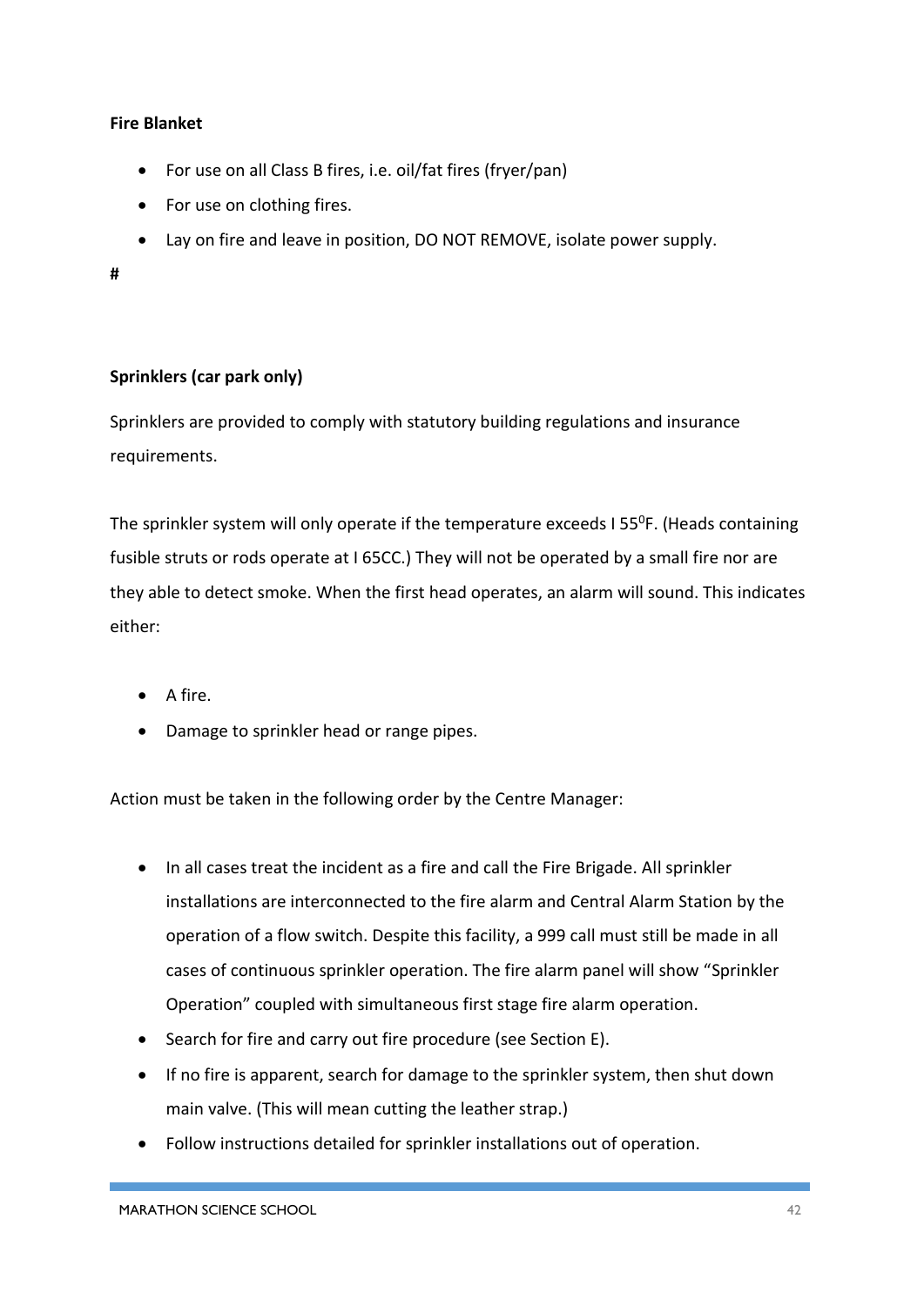**Fire Blanket**

- For use on all Class B fires, i.e. oil/fat fires (fryer/pan)
- For use on clothing fires.
- Lay on fire and leave in position, DO NOT REMOVE, isolate power supply.

#

**Sprinklers (car park only)**

Sprinklers are provided to comply with statutory building regulations and insurance requirements.

The sprinkler system will only operate if the temperature exceeds I 55$^0$F. (Heads containing fusible struts or rods operate at I 65CC.) They will not be operated by a small fire nor are they able to detect smoke. When the first head operates, an alarm will sound. This indicates either:

- A fire.
- Damage to sprinkler head or range pipes.

Action must be taken in the following order by the Centre Manager:

- In all cases treat the incident as a fire and call the Fire Brigade. All sprinkler installations are interconnected to the fire alarm and Central Alarm Station by the operation of a flow switch. Despite this facility, a 999 call must still be made in all cases of continuous sprinkler operation. The fire alarm panel will show "Sprinkler Operation" coupled with simultaneous first stage fire alarm operation.
- Search for fire and carry out fire procedure (see Section E).
- If no fire is apparent, search for damage to the sprinkler system, then shut down main valve. (This will mean cutting the leather strap.)
- Follow instructions detailed for sprinkler installations out of operation.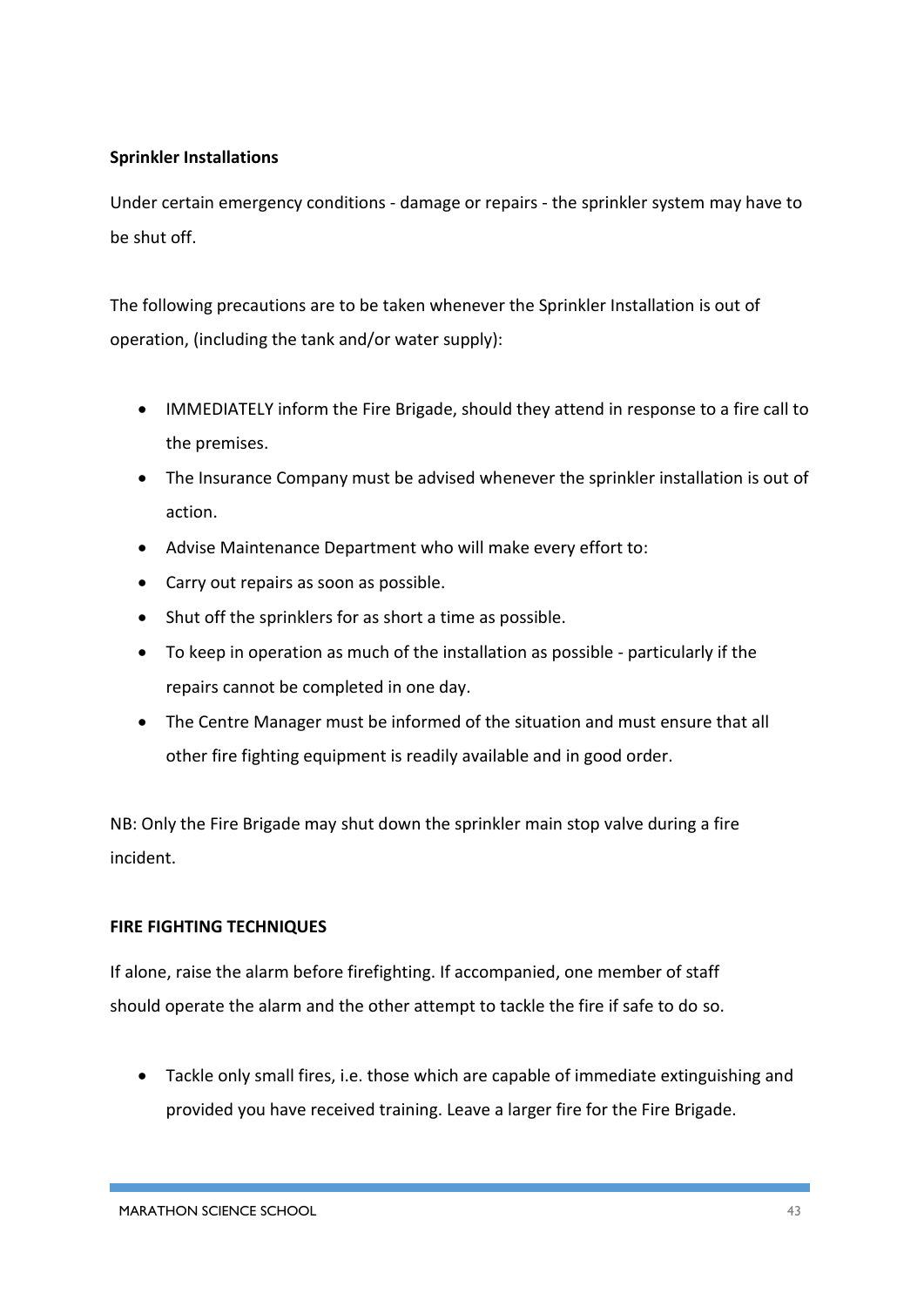**Sprinkler Installations**

Under certain emergency conditions - damage or repairs - the sprinkler system may have to be shut off.

The following precautions are to be taken whenever the Sprinkler Installation is out of operation, (including the tank and/or water supply):

- IMMEDIATELY inform the Fire Brigade, should they attend in response to a fire call to the premises.
- The Insurance Company must be advised whenever the sprinkler installation is out of action.
- Advise Maintenance Department who will make every effort to:
- Carry out repairs as soon as possible.
- Shut off the sprinklers for as short a time as possible.
- To keep in operation as much of the installation as possible - particularly if the repairs cannot be completed in one day.
- The Centre Manager must be informed of the situation and must ensure that all other fire fighting equipment is readily available and in good order.

NB: Only the Fire Brigade may shut down the sprinkler main stop valve during a fire incident.

**FIRE FIGHTING TECHNIQUES**

If alone, raise the alarm before firefighting. If accompanied, one member of staff should operate the alarm and the other attempt to tackle the fire if safe to do so.

- Tackle only small fires, i.e. those which are capable of immediate extinguishing and provided you have received training. Leave a larger fire for the Fire Brigade.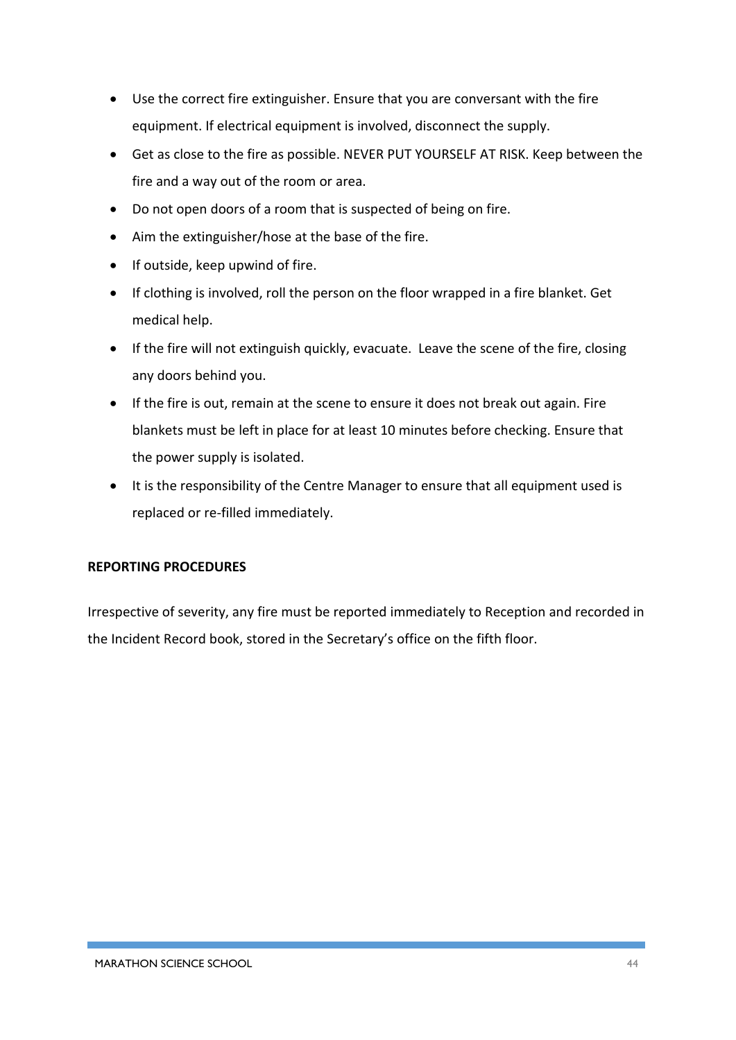- Use the correct fire extinguisher. Ensure that you are conversant with the fire equipment. If electrical equipment is involved, disconnect the supply.
- Get as close to the fire as possible. NEVER PUT YOURSELF AT RISK. Keep between the fire and a way out of the room or area.
- Do not open doors of a room that is suspected of being on fire.
- Aim the extinguisher/hose at the base of the fire.
- If outside, keep upwind of fire.
- If clothing is involved, roll the person on the floor wrapped in a fire blanket. Get medical help.
- If the fire will not extinguish quickly, evacuate. Leave the scene of the fire, closing any doors behind you.
- If the fire is out, remain at the scene to ensure it does not break out again. Fire blankets must be left in place for at least 10 minutes before checking. Ensure that the power supply is isolated.
- It is the responsibility of the Centre Manager to ensure that all equipment used is replaced or re-filled immediately.

**REPORTING PROCEDURES**

Irrespective of severity, any fire must be reported immediately to Reception and recorded in the Incident Record book, stored in the Secretary's office on the fifth floor.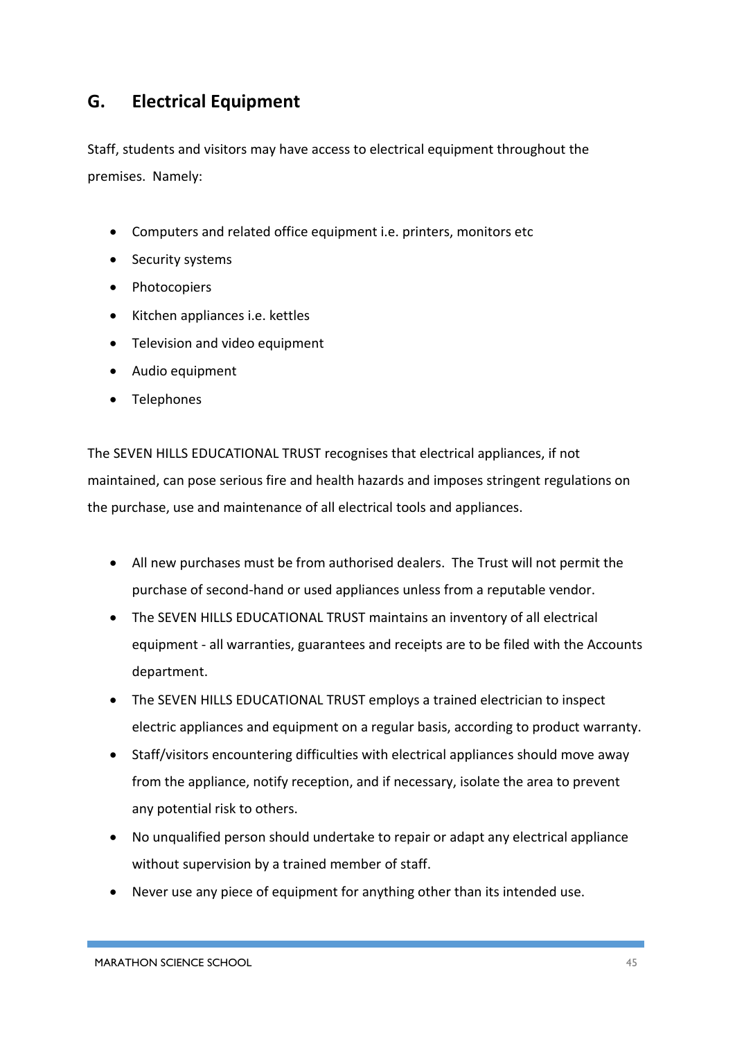## G. Electrical Equipment

Staff, students and visitors may have access to electrical equipment throughout the premises. Namely:

- Computers and related office equipment i.e. printers, monitors etc
- Security systems
- Photocopiers
- Kitchen appliances i.e. kettles
- Television and video equipment
- Audio equipment
- Telephones

The SEVEN HILLS EDUCATIONAL TRUST recognises that electrical appliances, if not maintained, can pose serious fire and health hazards and imposes stringent regulations on the purchase, use and maintenance of all electrical tools and appliances.

- All new purchases must be from authorised dealers. The Trust will not permit the purchase of second-hand or used appliances unless from a reputable vendor.
- The SEVEN HILLS EDUCATIONAL TRUST maintains an inventory of all electrical equipment - all warranties, guarantees and receipts are to be filed with the Accounts department.
- The SEVEN HILLS EDUCATIONAL TRUST employs a trained electrician to inspect electric appliances and equipment on a regular basis, according to product warranty.
- Staff/visitors encountering difficulties with electrical appliances should move away from the appliance, notify reception, and if necessary, isolate the area to prevent any potential risk to others.
- No unqualified person should undertake to repair or adapt any electrical appliance without supervision by a trained member of staff.
- Never use any piece of equipment for anything other than its intended use.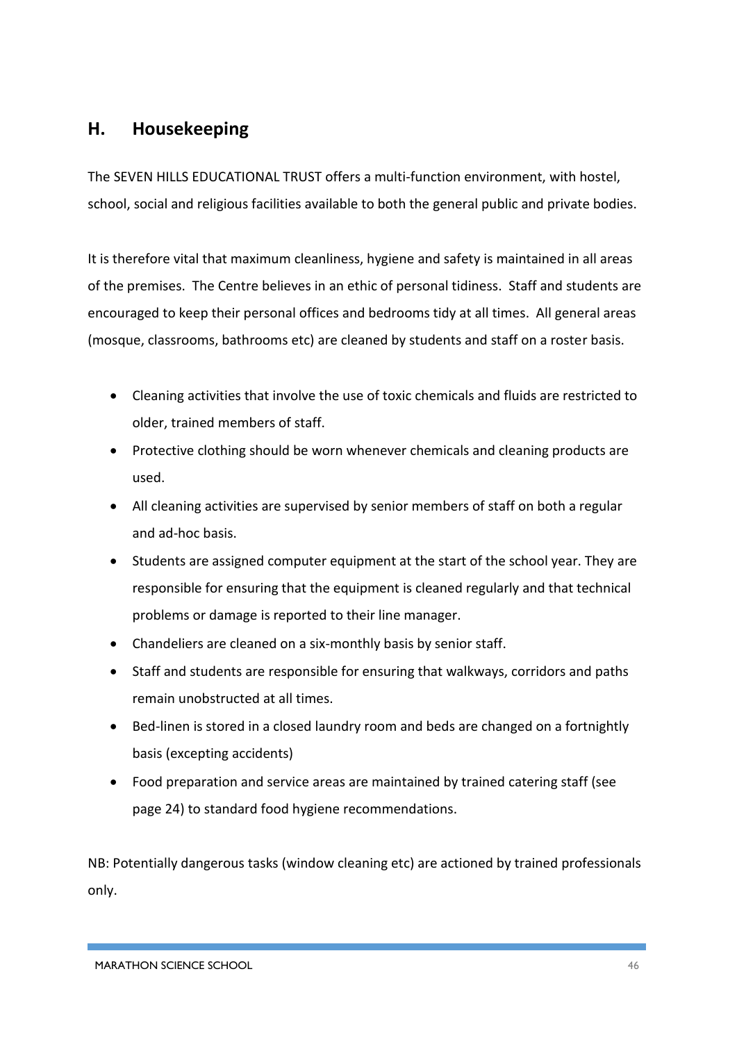## H. Housekeeping

The SEVEN HILLS EDUCATIONAL TRUST offers a multi-function environment, with hostel, school, social and religious facilities available to both the general public and private bodies.

It is therefore vital that maximum cleanliness, hygiene and safety is maintained in all areas of the premises. The Centre believes in an ethic of personal tidiness. Staff and students are encouraged to keep their personal offices and bedrooms tidy at all times. All general areas (mosque, classrooms, bathrooms etc) are cleaned by students and staff on a roster basis.

- Cleaning activities that involve the use of toxic chemicals and fluids are restricted to older, trained members of staff.
- Protective clothing should be worn whenever chemicals and cleaning products are used.
- All cleaning activities are supervised by senior members of staff on both a regular and ad-hoc basis.
- Students are assigned computer equipment at the start of the school year. They are responsible for ensuring that the equipment is cleaned regularly and that technical problems or damage is reported to their line manager.
- Chandeliers are cleaned on a six-monthly basis by senior staff.
- Staff and students are responsible for ensuring that walkways, corridors and paths remain unobstructed at all times.
- Bed-linen is stored in a closed laundry room and beds are changed on a fortnightly basis (excepting accidents)
- Food preparation and service areas are maintained by trained catering staff (see page 24) to standard food hygiene recommendations.

NB: Potentially dangerous tasks (window cleaning etc) are actioned by trained professionals only.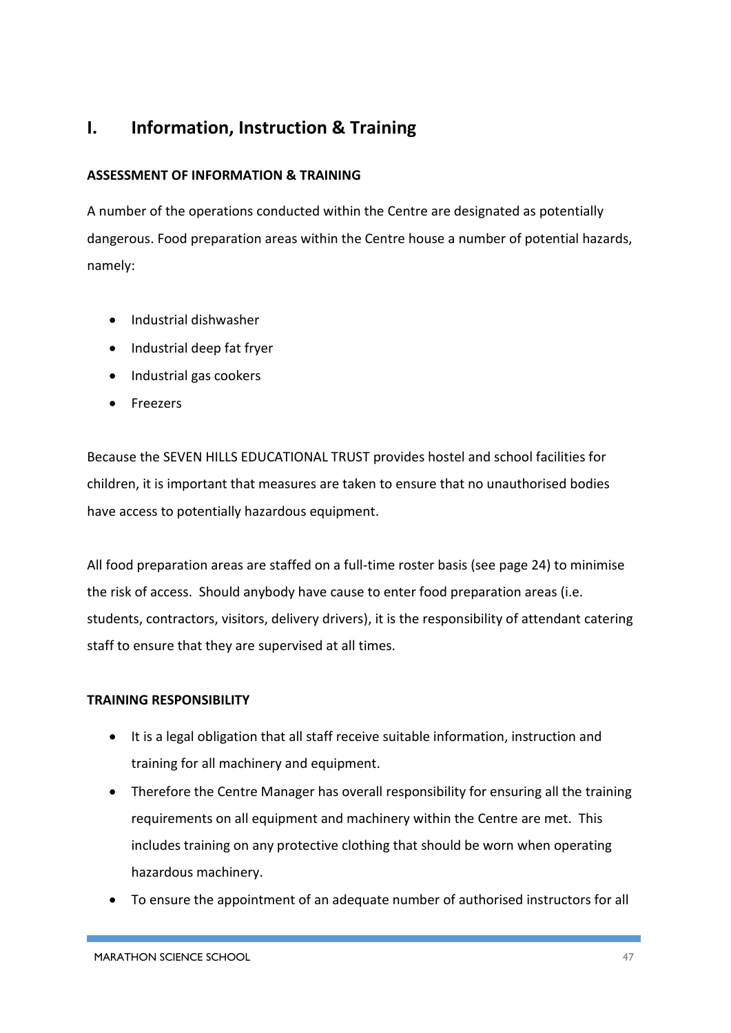## I. Information, Instruction & Training

**ASSESSMENT OF INFORMATION & TRAINING**

A number of the operations conducted within the Centre are designated as potentially dangerous. Food preparation areas within the Centre house a number of potential hazards, namely:

- Industrial dishwasher
- Industrial deep fat fryer
- Industrial gas cookers
- Freezers

Because the SEVEN HILLS EDUCATIONAL TRUST provides hostel and school facilities for children, it is important that measures are taken to ensure that no unauthorised bodies have access to potentially hazardous equipment.

All food preparation areas are staffed on a full-time roster basis (see page 24) to minimise the risk of access. Should anybody have cause to enter food preparation areas (i.e. students, contractors, visitors, delivery drivers), it is the responsibility of attendant catering staff to ensure that they are supervised at all times.

**TRAINING RESPONSIBILITY**

- It is a legal obligation that all staff receive suitable information, instruction and training for all machinery and equipment.
- Therefore the Centre Manager has overall responsibility for ensuring all the training requirements on all equipment and machinery within the Centre are met. This includes training on any protective clothing that should be worn when operating hazardous machinery.
- To ensure the appointment of an adequate number of authorised instructors for all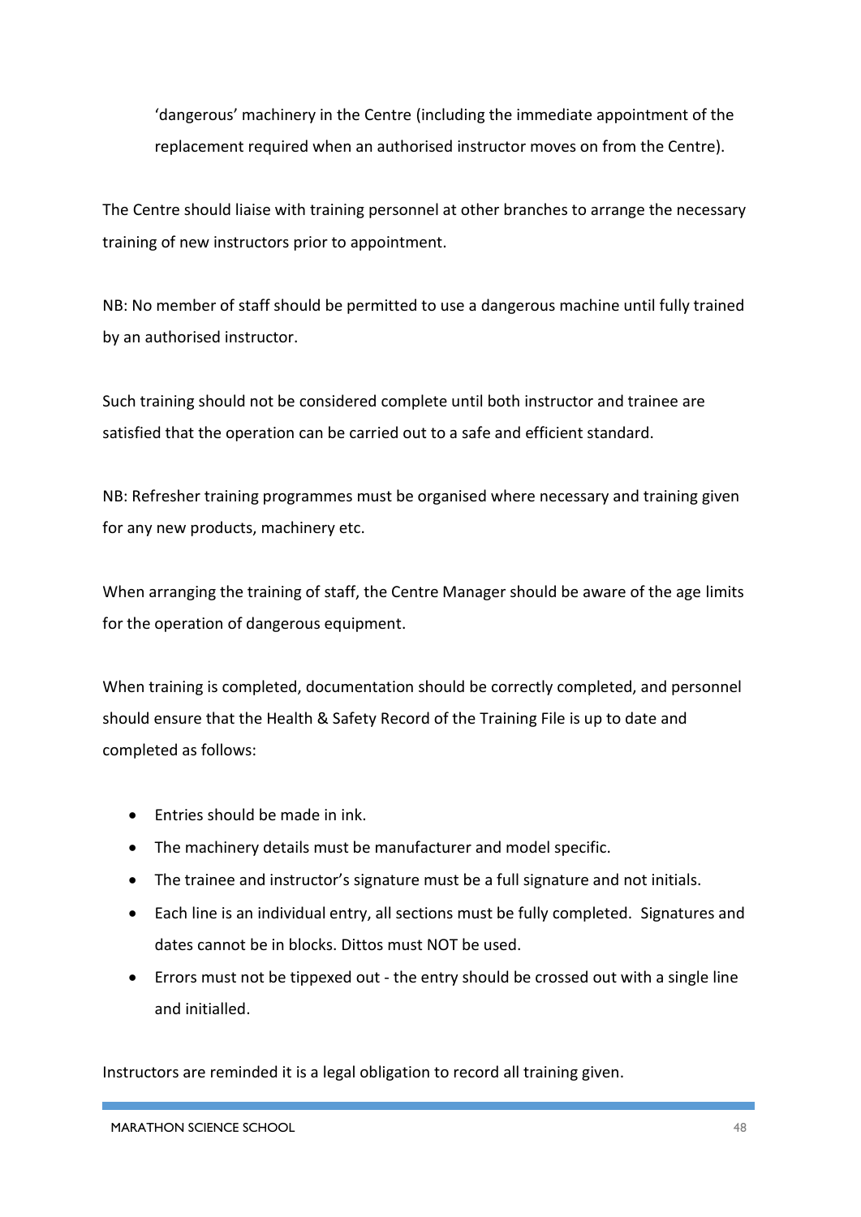'dangerous' machinery in the Centre (including the immediate appointment of the replacement required when an authorised instructor moves on from the Centre).

The Centre should liaise with training personnel at other branches to arrange the necessary training of new instructors prior to appointment.

NB: No member of staff should be permitted to use a dangerous machine until fully trained by an authorised instructor.

Such training should not be considered complete until both instructor and trainee are satisfied that the operation can be carried out to a safe and efficient standard.

NB: Refresher training programmes must be organised where necessary and training given for any new products, machinery etc.

When arranging the training of staff, the Centre Manager should be aware of the age limits for the operation of dangerous equipment.

When training is completed, documentation should be correctly completed, and personnel should ensure that the Health & Safety Record of the Training File is up to date and completed as follows:

- Entries should be made in ink.
- The machinery details must be manufacturer and model specific.
- The trainee and instructor's signature must be a full signature and not initials.
- Each line is an individual entry, all sections must be fully completed. Signatures and dates cannot be in blocks. Dittos must NOT be used.
- Errors must not be tippexed out - the entry should be crossed out with a single line and initialled.

Instructors are reminded it is a legal obligation to record all training given.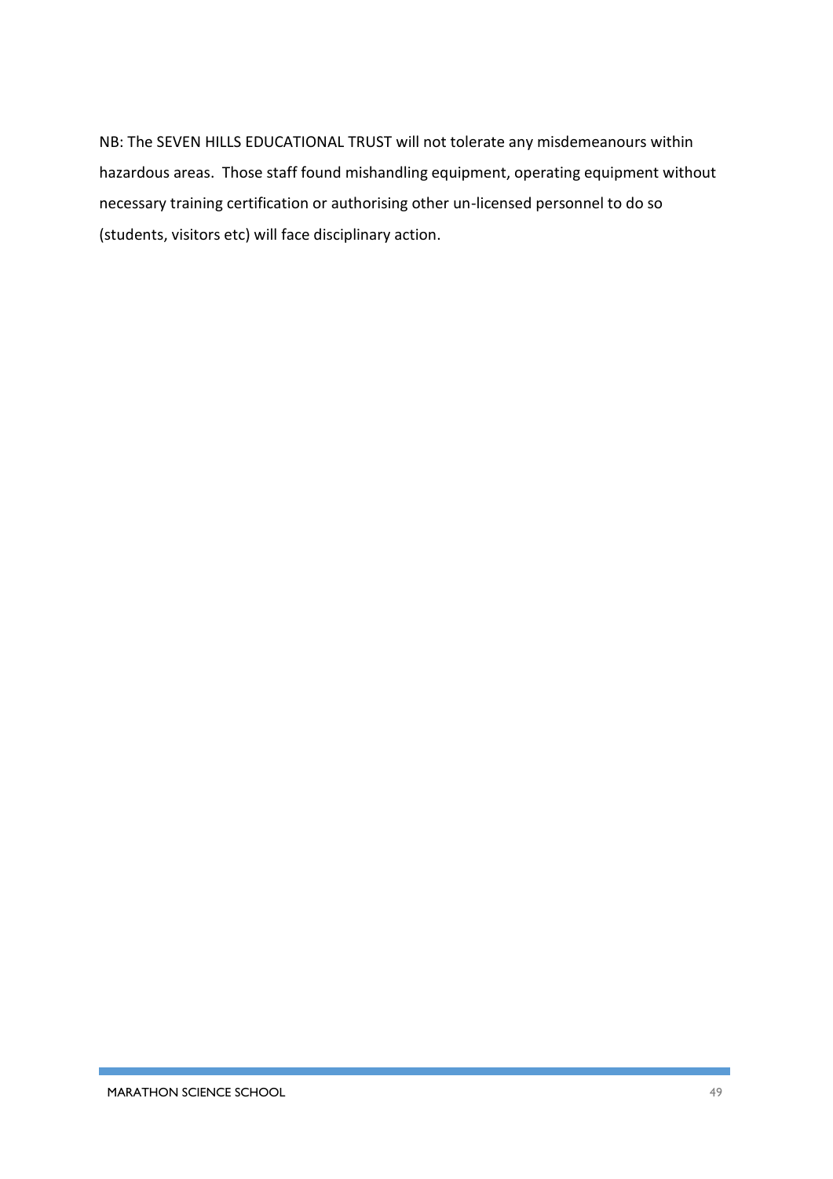NB: The SEVEN HILLS EDUCATIONAL TRUST will not tolerate any misdemeanours within hazardous areas. Those staff found mishandling equipment, operating equipment without necessary training certification or authorising other un-licensed personnel to do so (students, visitors etc) will face disciplinary action.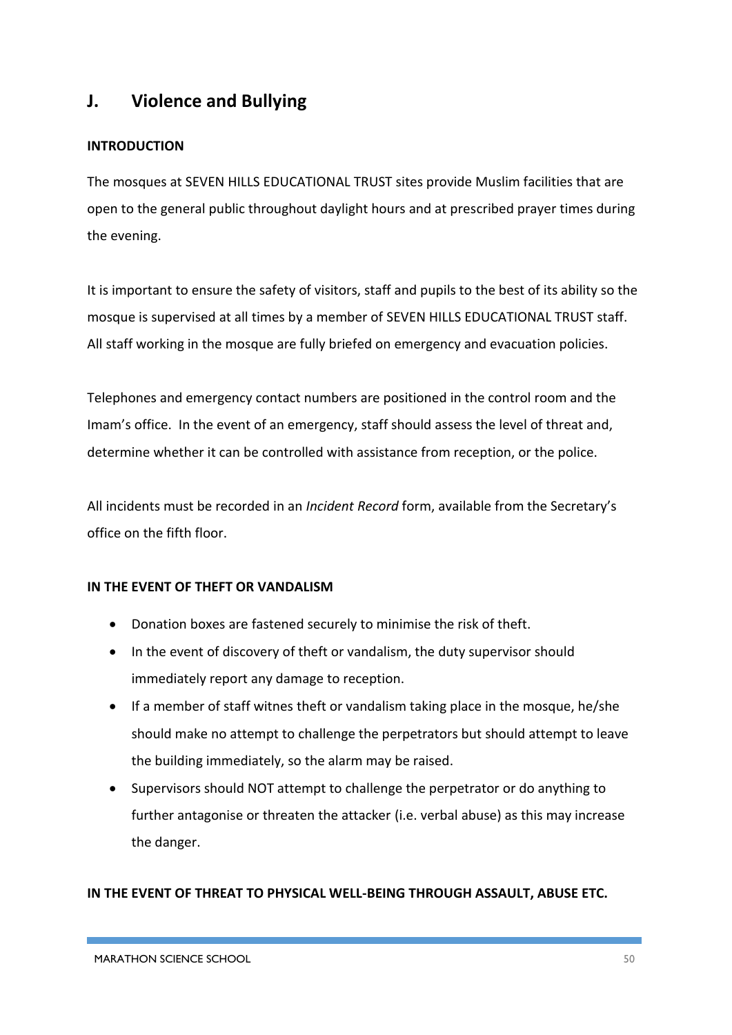## J. Violence and Bullying

**INTRODUCTION**

The mosques at SEVEN HILLS EDUCATIONAL TRUST sites provide Muslim facilities that are open to the general public throughout daylight hours and at prescribed prayer times during the evening.

It is important to ensure the safety of visitors, staff and pupils to the best of its ability so the mosque is supervised at all times by a member of SEVEN HILLS EDUCATIONAL TRUST staff. All staff working in the mosque are fully briefed on emergency and evacuation policies.

Telephones and emergency contact numbers are positioned in the control room and the Imam's office. In the event of an emergency, staff should assess the level of threat and, determine whether it can be controlled with assistance from reception, or the police.

All incidents must be recorded in an *Incident Record* form, available from the Secretary's office on the fifth floor.

**IN THE EVENT OF THEFT OR VANDALISM**

- Donation boxes are fastened securely to minimise the risk of theft.
- In the event of discovery of theft or vandalism, the duty supervisor should immediately report any damage to reception.
- If a member of staff witnes theft or vandalism taking place in the mosque, he/she should make no attempt to challenge the perpetrators but should attempt to leave the building immediately, so the alarm may be raised.
- Supervisors should NOT attempt to challenge the perpetrator or do anything to further antagonise or threaten the attacker (i.e. verbal abuse) as this may increase the danger.

**IN THE EVENT OF THREAT TO PHYSICAL WELL-BEING THROUGH ASSAULT, ABUSE ETC.**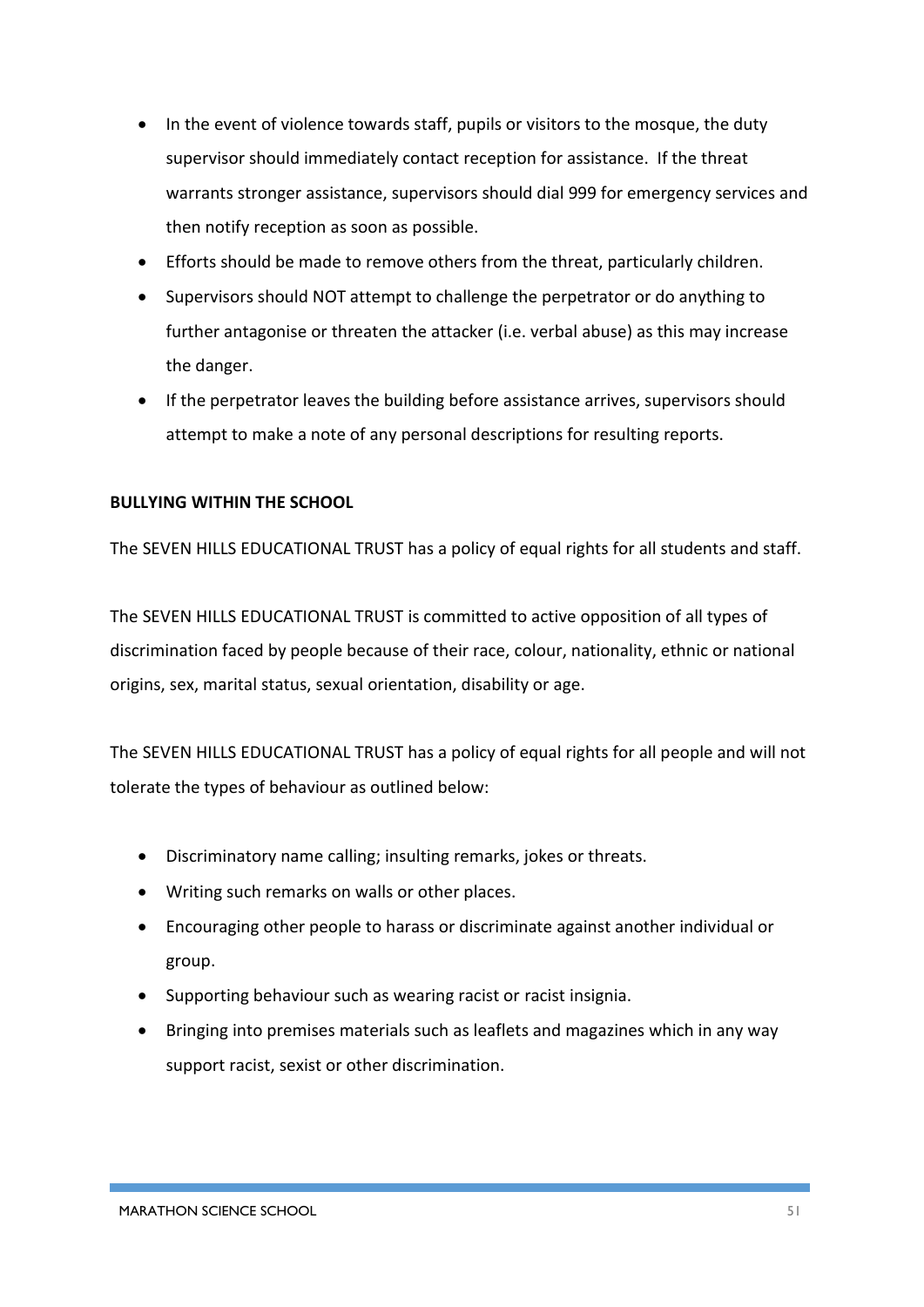- In the event of violence towards staff, pupils or visitors to the mosque, the duty supervisor should immediately contact reception for assistance. If the threat warrants stronger assistance, supervisors should dial 999 for emergency services and then notify reception as soon as possible.
- Efforts should be made to remove others from the threat, particularly children.
- Supervisors should NOT attempt to challenge the perpetrator or do anything to further antagonise or threaten the attacker (i.e. verbal abuse) as this may increase the danger.
- If the perpetrator leaves the building before assistance arrives, supervisors should attempt to make a note of any personal descriptions for resulting reports.

**BULLYING WITHIN THE SCHOOL**

The SEVEN HILLS EDUCATIONAL TRUST has a policy of equal rights for all students and staff.

The SEVEN HILLS EDUCATIONAL TRUST is committed to active opposition of all types of discrimination faced by people because of their race, colour, nationality, ethnic or national origins, sex, marital status, sexual orientation, disability or age.

The SEVEN HILLS EDUCATIONAL TRUST has a policy of equal rights for all people and will not tolerate the types of behaviour as outlined below:

- Discriminatory name calling; insulting remarks, jokes or threats.
- Writing such remarks on walls or other places.
- Encouraging other people to harass or discriminate against another individual or group.
- Supporting behaviour such as wearing racist or racist insignia.
- Bringing into premises materials such as leaflets and magazines which in any way support racist, sexist or other discrimination.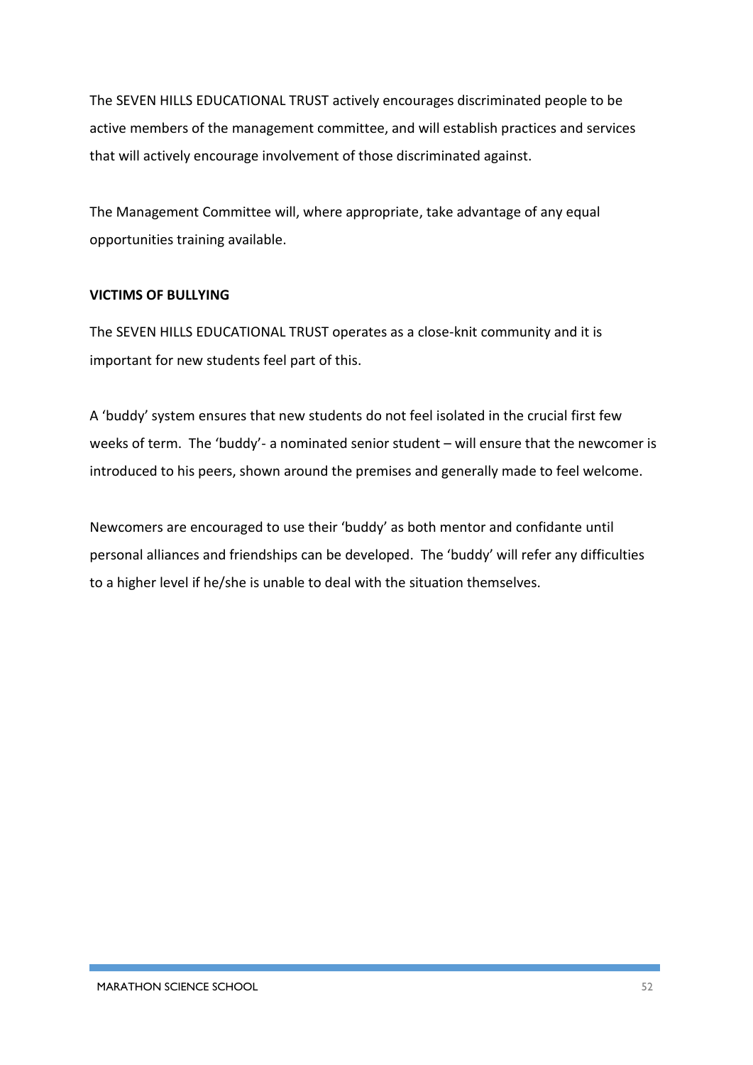The SEVEN HILLS EDUCATIONAL TRUST actively encourages discriminated people to be active members of the management committee, and will establish practices and services that will actively encourage involvement of those discriminated against.

The Management Committee will, where appropriate, take advantage of any equal opportunities training available.

**VICTIMS OF BULLYING**

The SEVEN HILLS EDUCATIONAL TRUST operates as a close-knit community and it is important for new students feel part of this.

A 'buddy' system ensures that new students do not feel isolated in the crucial first few weeks of term. The 'buddy'- a nominated senior student – will ensure that the newcomer is introduced to his peers, shown around the premises and generally made to feel welcome.

Newcomers are encouraged to use their 'buddy' as both mentor and confidante until personal alliances and friendships can be developed. The 'buddy' will refer any difficulties to a higher level if he/she is unable to deal with the situation themselves.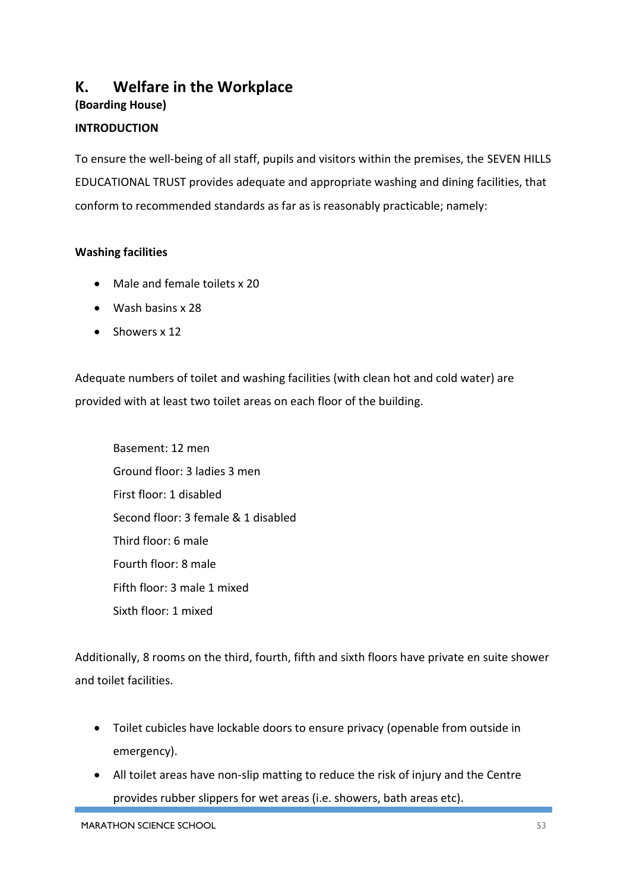## K. Welfare in the Workplace

**(Boarding House)**

**INTRODUCTION**

To ensure the well-being of all staff, pupils and visitors within the premises, the SEVEN HILLS EDUCATIONAL TRUST provides adequate and appropriate washing and dining facilities, that conform to recommended standards as far as is reasonably practicable; namely:

**Washing facilities**

- Male and female toilets x 20
- Wash basins x 28
- Showers x 12

Adequate numbers of toilet and washing facilities (with clean hot and cold water) are provided with at least two toilet areas on each floor of the building.

Basement: 12 men
Ground floor: 3 ladies 3 men
First floor: 1 disabled
Second floor: 3 female & 1 disabled
Third floor: 6 male
Fourth floor: 8 male
Fifth floor: 3 male 1 mixed
Sixth floor: 1 mixed

Additionally, 8 rooms on the third, fourth, fifth and sixth floors have private en suite shower and toilet facilities.

- Toilet cubicles have lockable doors to ensure privacy (openable from outside in emergency).
- All toilet areas have non-slip matting to reduce the risk of injury and the Centre provides rubber slippers for wet areas (i.e. showers, bath areas etc).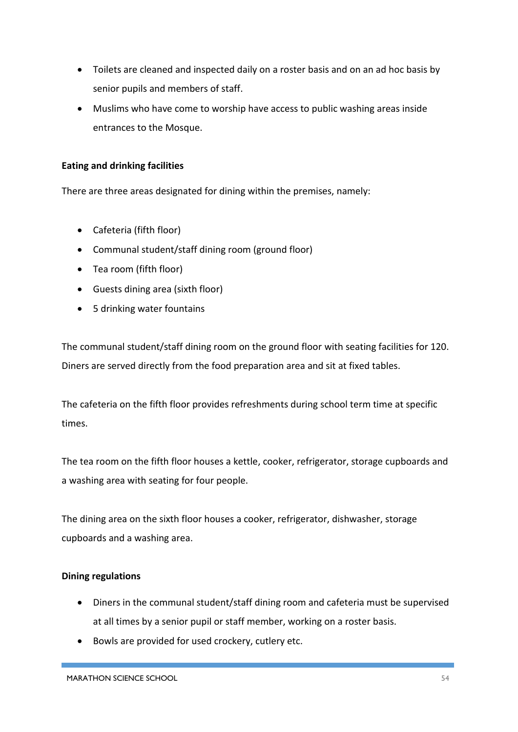- Toilets are cleaned and inspected daily on a roster basis and on an ad hoc basis by senior pupils and members of staff.
- Muslims who have come to worship have access to public washing areas inside entrances to the Mosque.

**Eating and drinking facilities**

There are three areas designated for dining within the premises, namely:

- Cafeteria (fifth floor)
- Communal student/staff dining room (ground floor)
- Tea room (fifth floor)
- Guests dining area (sixth floor)
- 5 drinking water fountains

The communal student/staff dining room on the ground floor with seating facilities for 120. Diners are served directly from the food preparation area and sit at fixed tables.

The cafeteria on the fifth floor provides refreshments during school term time at specific times.

The tea room on the fifth floor houses a kettle, cooker, refrigerator, storage cupboards and a washing area with seating for four people.

The dining area on the sixth floor houses a cooker, refrigerator, dishwasher, storage cupboards and a washing area.

**Dining regulations**

- Diners in the communal student/staff dining room and cafeteria must be supervised at all times by a senior pupil or staff member, working on a roster basis.
- Bowls are provided for used crockery, cutlery etc.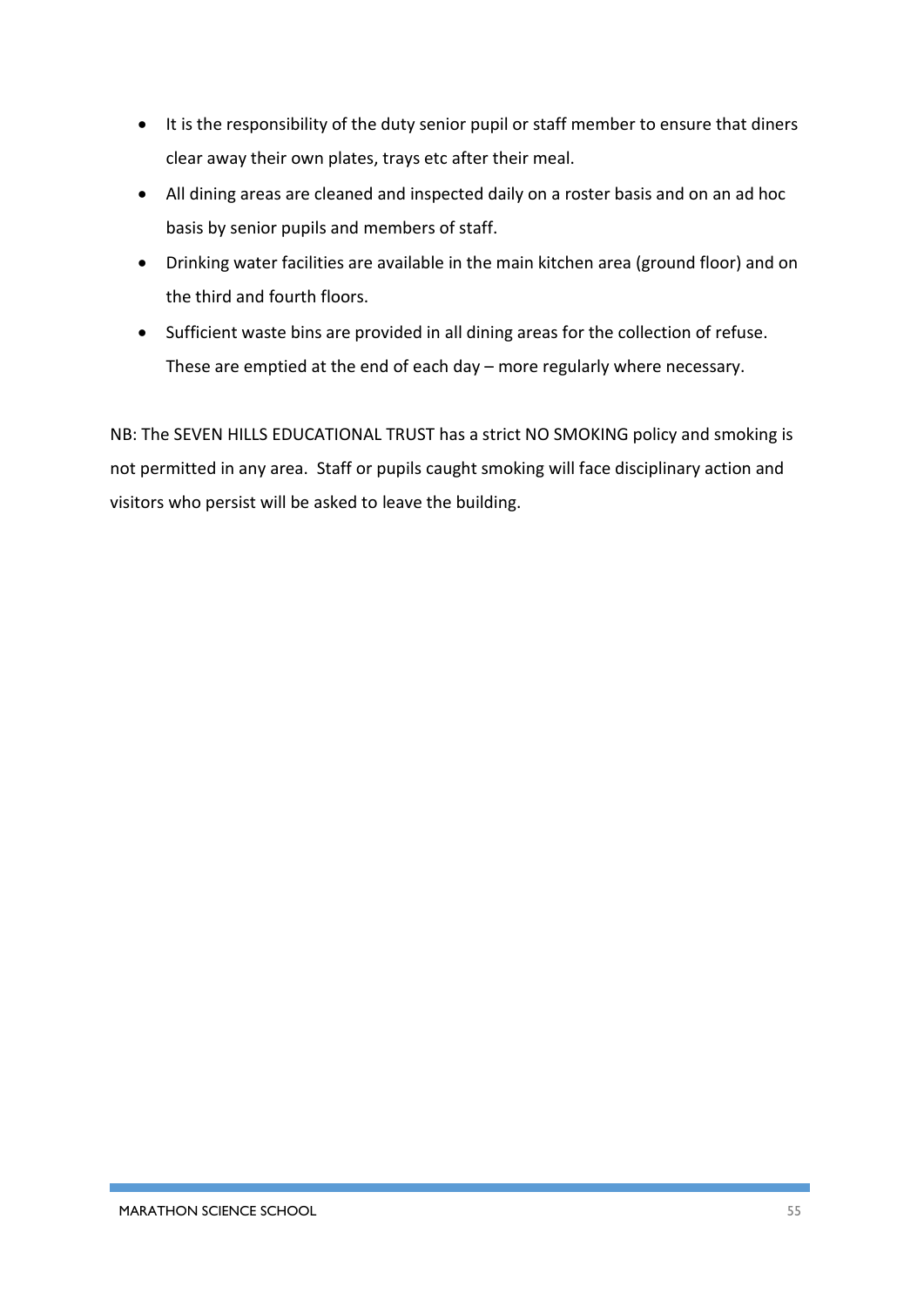- It is the responsibility of the duty senior pupil or staff member to ensure that diners clear away their own plates, trays etc after their meal.
- All dining areas are cleaned and inspected daily on a roster basis and on an ad hoc basis by senior pupils and members of staff.
- Drinking water facilities are available in the main kitchen area (ground floor) and on the third and fourth floors.
- Sufficient waste bins are provided in all dining areas for the collection of refuse. These are emptied at the end of each day – more regularly where necessary.

NB: The SEVEN HILLS EDUCATIONAL TRUST has a strict NO SMOKING policy and smoking is not permitted in any area. Staff or pupils caught smoking will face disciplinary action and visitors who persist will be asked to leave the building.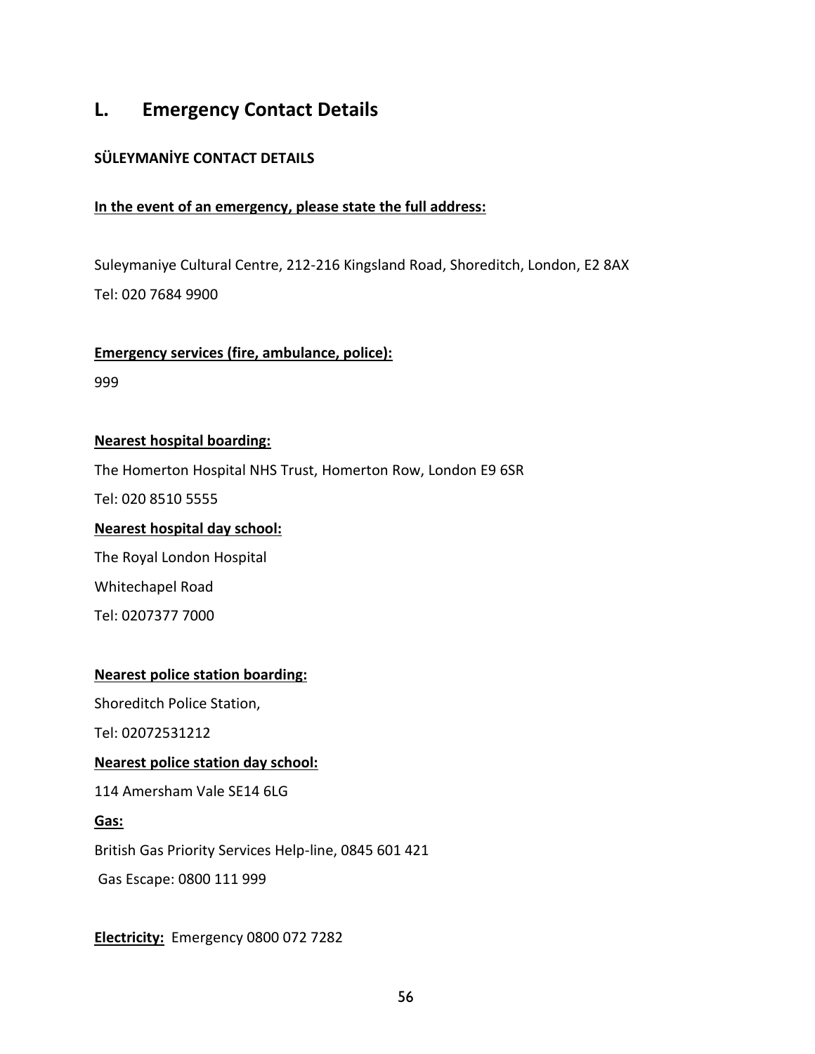## L. Emergency Contact Details

**SÜLEYMANİYE CONTACT DETAILS**

**In the event of an emergency, please state the full address:**

Suleymaniye Cultural Centre, 212-216 Kingsland Road, Shoreditch, London, E2 8AX

Tel: 020 7684 9900

**Emergency services (fire, ambulance, police):**

999

**Nearest hospital boarding:**

The Homerton Hospital NHS Trust, Homerton Row, London E9 6SR

Tel: 020 8510 5555

**Nearest hospital day school:**

The Royal London Hospital

Whitechapel Road

Tel: 0207377 7000

**Nearest police station boarding:**

Shoreditch Police Station,

Tel: 02072531212

**Nearest police station day school:**

114 Amersham Vale SE14 6LG

**Gas:**

British Gas Priority Services Help-line, 0845 601 421

Gas Escape: 0800 111 999

**Electricity:** Emergency 0800 072 7282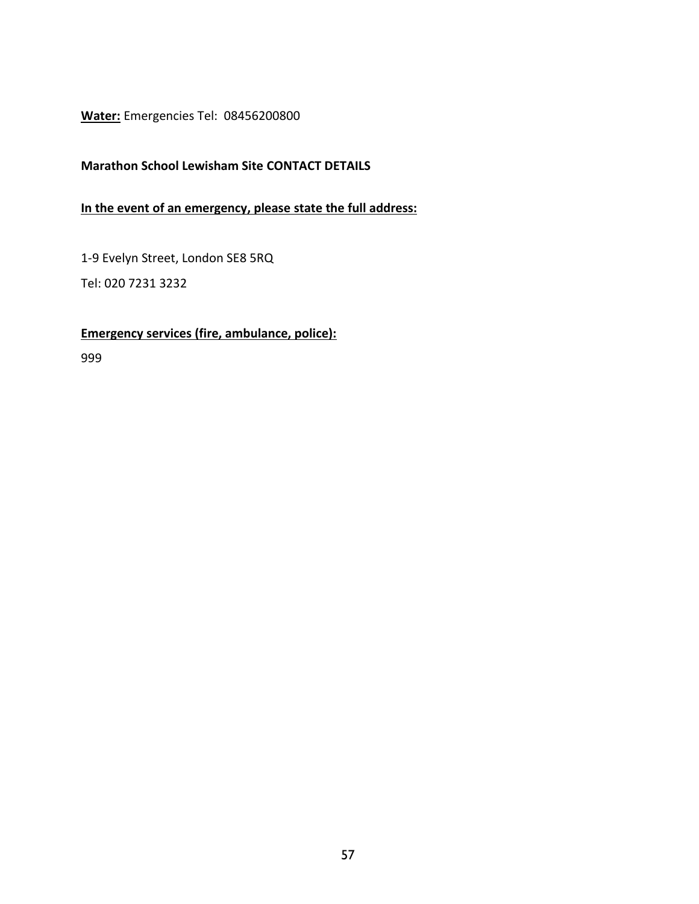**Water:** Emergencies Tel: 08456200800

**Marathon School Lewisham Site CONTACT DETAILS**

**In the event of an emergency, please state the full address:**

1-9 Evelyn Street, London SE8 5RQ

Tel: 020 7231 3232

**Emergency services (fire, ambulance, police):**

999